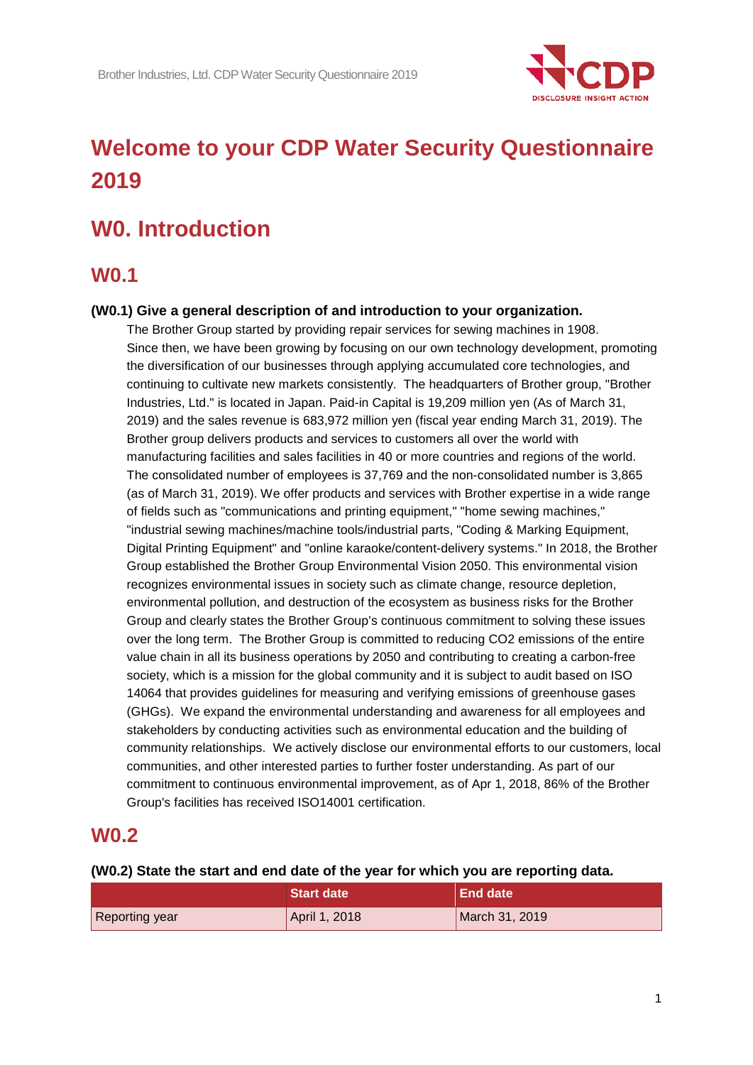# Welcome to your CDP Water Security Questionnaire 2019

# W0. Introduction

## W0.1

**(W0.1) Give a general description of and introduction to your organization.**

The Brother Group started by providing repair services for sewing machines in 1908. Since then, we have been growing by focusing on our own technology development, promoting the diversification of our businesses through applying accumulated core technologies, and continuing to cultivate new markets consistently. The headquarters of Brother group, "Brother Industries, Ltd." is located in Japan. Paid-in Capital is 19,209 million yen (As of March 31, 2019) and the sales revenue is 683,972 million yen (fiscal year ending March 31, 2019). The Brother group delivers products and services to customers all over the world with manufacturing facilities and sales facilities in 40 or more countries and regions of the world. The consolidated number of employees is 37,769 and the non-consolidated number is 3,865 (as of March 31, 2019). We offer products and services with Brother expertise in a wide range of fields such as "communications and printing equipment," "home sewing machines," "industrial sewing machines/machine tools/industrial parts, "Coding & Marking Equipment, Digital Printing Equipment" and "online karaoke/content-delivery systems." In 2018, the Brother Group established the Brother Group Environmental Vision 2050. This environmental vision recognizes environmental issues in society such as climate change, resource depletion, environmental pollution, and destruction of the ecosystem as business risks for the Brother Group and clearly states the Brother Group's continuous commitment to solving these issues over the long term. The Brother Group is committed to reducing CO2 emissions of the entire value chain in all its business operations by 2050 and contributing to creating a carbon-free society, which is a mission for the global community and it is subject to audit based on ISO 14064 that provides guidelines for measuring and verifying emissions of greenhouse gases (GHGs). We expand the environmental understanding and awareness for all employees and stakeholders by conducting activities such as environmental education and the building of community relationships. We actively disclose our environmental efforts to our customers, local communities, and other interested parties to further foster understanding. As part of our commitment to continuous environmental improvement, as of Apr 1, 2018, 86% of the Brother Group's facilities has received ISO14001 certification.

## W0.2

**(W0.2) State the start and end date of the year for which you are reporting data.**

| | Start date | End date |
|---|---|---|
| Reporting year | April 1, 2018 | March 31, 2019 |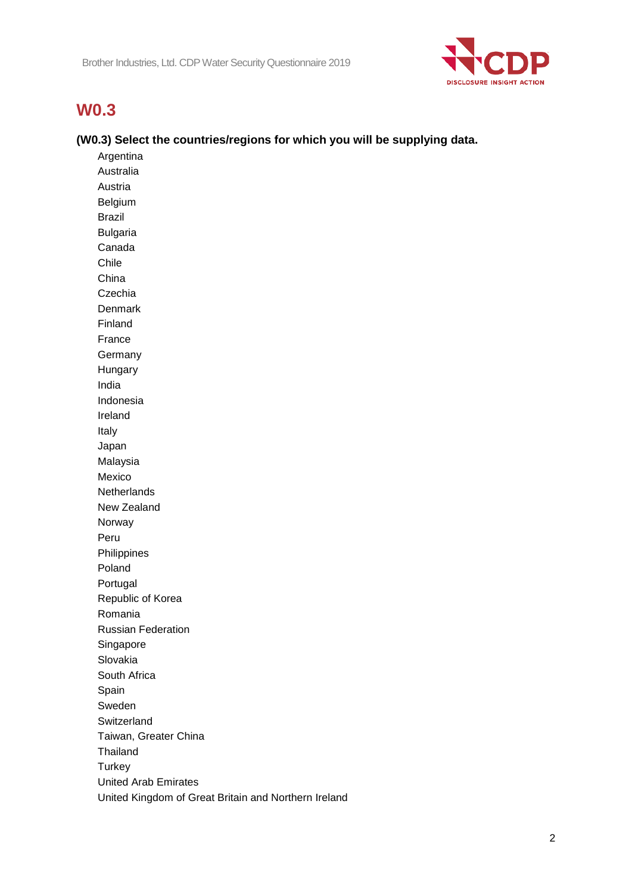## W0.3

**(W0.3) Select the countries/regions for which you will be supplying data.**

Argentina
Australia
Austria
Belgium
Brazil
Bulgaria
Canada
Chile
China
Czechia
Denmark
Finland
France
Germany
Hungary
India
Indonesia
Ireland
Italy
Japan
Malaysia
Mexico
Netherlands
New Zealand
Norway
Peru
Philippines
Poland
Portugal
Republic of Korea
Romania
Russian Federation
Singapore
Slovakia
South Africa
Spain
Sweden
Switzerland
Taiwan, Greater China
Thailand
Turkey
United Arab Emirates
United Kingdom of Great Britain and Northern Ireland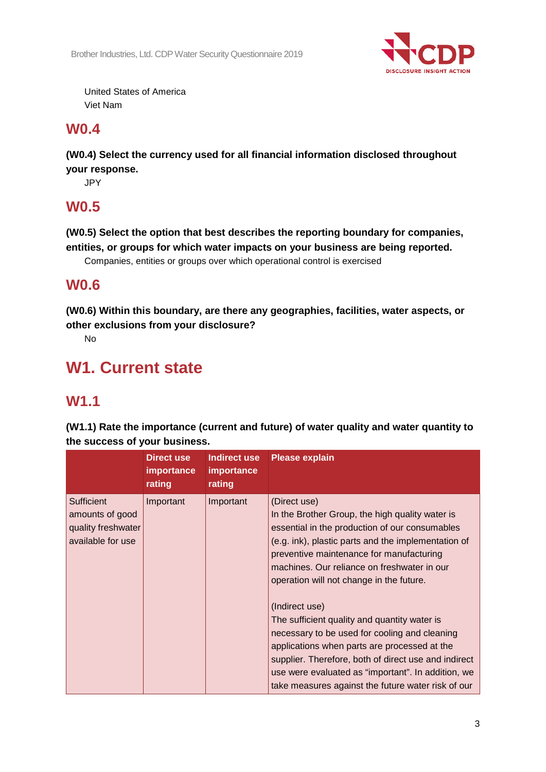United States of America
Viet Nam

## W0.4

**(W0.4) Select the currency used for all financial information disclosed throughout your response.**

JPY

## W0.5

**(W0.5) Select the option that best describes the reporting boundary for companies, entities, or groups for which water impacts on your business are being reported.**

Companies, entities or groups over which operational control is exercised

## W0.6

**(W0.6) Within this boundary, are there any geographies, facilities, water aspects, or other exclusions from your disclosure?**

No

# W1. Current state

## W1.1

**(W1.1) Rate the importance (current and future) of water quality and water quantity to the success of your business.**

| | Direct use importance rating | Indirect use importance rating | Please explain |
|---|---|---|---|
| Sufficient amounts of good quality freshwater available for use | Important | Important | (Direct use)<br>In the Brother Group, the high quality water is essential in the production of our consumables (e.g. ink), plastic parts and the implementation of preventive maintenance for manufacturing machines. Our reliance on freshwater in our operation will not change in the future.<br><br>(Indirect use)<br>The sufficient quality and quantity water is necessary to be used for cooling and cleaning applications when parts are processed at the supplier. Therefore, both of direct use and indirect use were evaluated as "important". In addition, we take measures against the future water risk of our |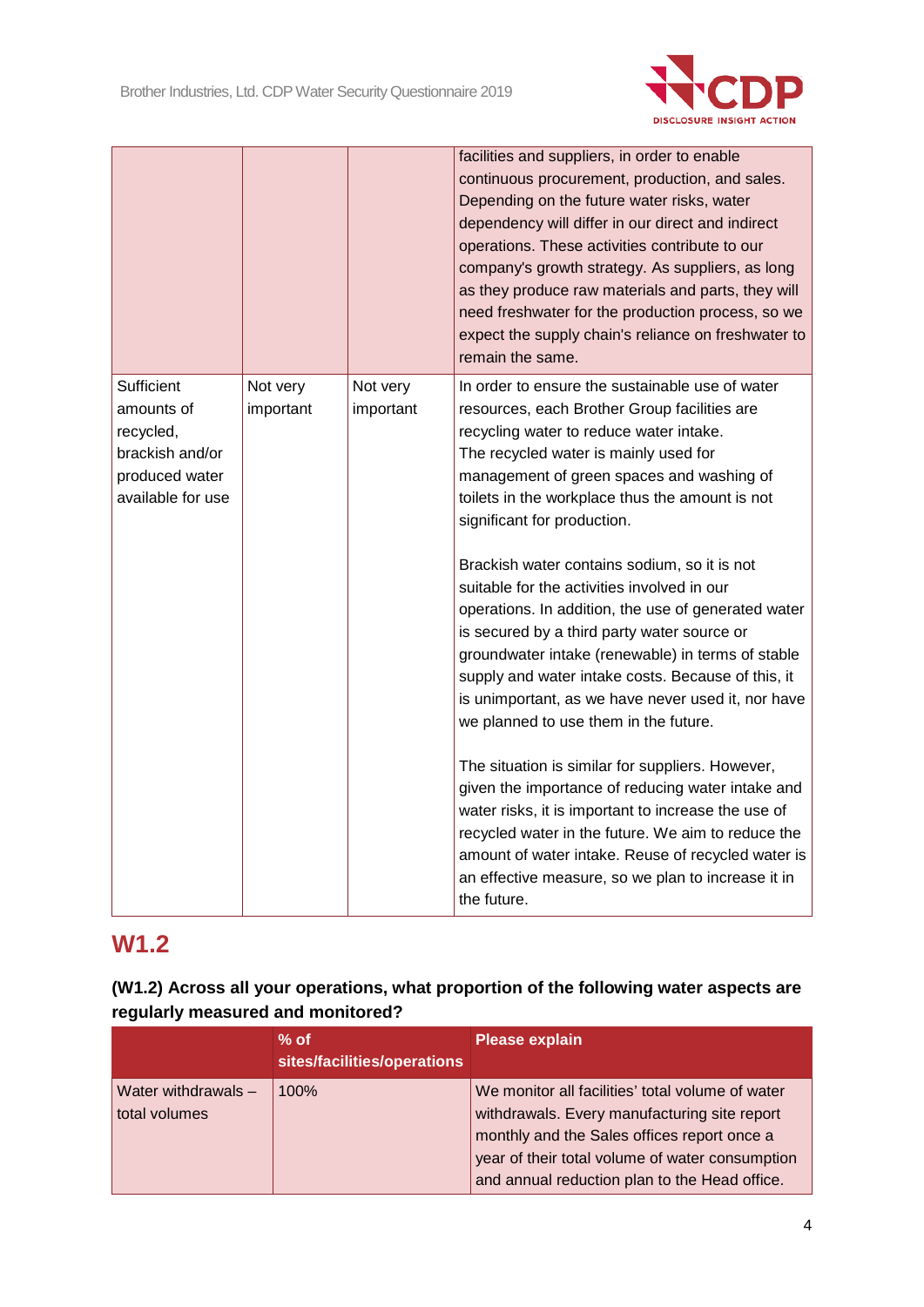| | | | |
|---|---|---|---|
| | | | facilities and suppliers, in order to enable continuous procurement, production, and sales. Depending on the future water risks, water dependency will differ in our direct and indirect operations. These activities contribute to our company's growth strategy. As suppliers, as long as they produce raw materials and parts, they will need freshwater for the production process, so we expect the supply chain's reliance on freshwater to remain the same. |
| Sufficient amounts of recycled, brackish and/or produced water available for use | Not very important | Not very important | In order to ensure the sustainable use of water resources, each Brother Group facilities are recycling water to reduce water intake.<br>The recycled water is mainly used for management of green spaces and washing of toilets in the workplace thus the amount is not significant for production.<br><br>Brackish water contains sodium, so it is not suitable for the activities involved in our operations. In addition, the use of generated water is secured by a third party water source or groundwater intake (renewable) in terms of stable supply and water intake costs. Because of this, it is unimportant, as we have never used it, nor have we planned to use them in the future.<br><br>The situation is similar for suppliers. However, given the importance of reducing water intake and water risks, it is important to increase the use of recycled water in the future. We aim to reduce the amount of water intake. Reuse of recycled water is an effective measure, so we plan to increase it in the future. |

## W1.2

**(W1.2) Across all your operations, what proportion of the following water aspects are regularly measured and monitored?**

| | % of sites/facilities/operations | Please explain |
|---|---|---|
| Water withdrawals – total volumes | 100% | We monitor all facilities' total volume of water withdrawals. Every manufacturing site report monthly and the Sales offices report once a year of their total volume of water consumption and annual reduction plan to the Head office. |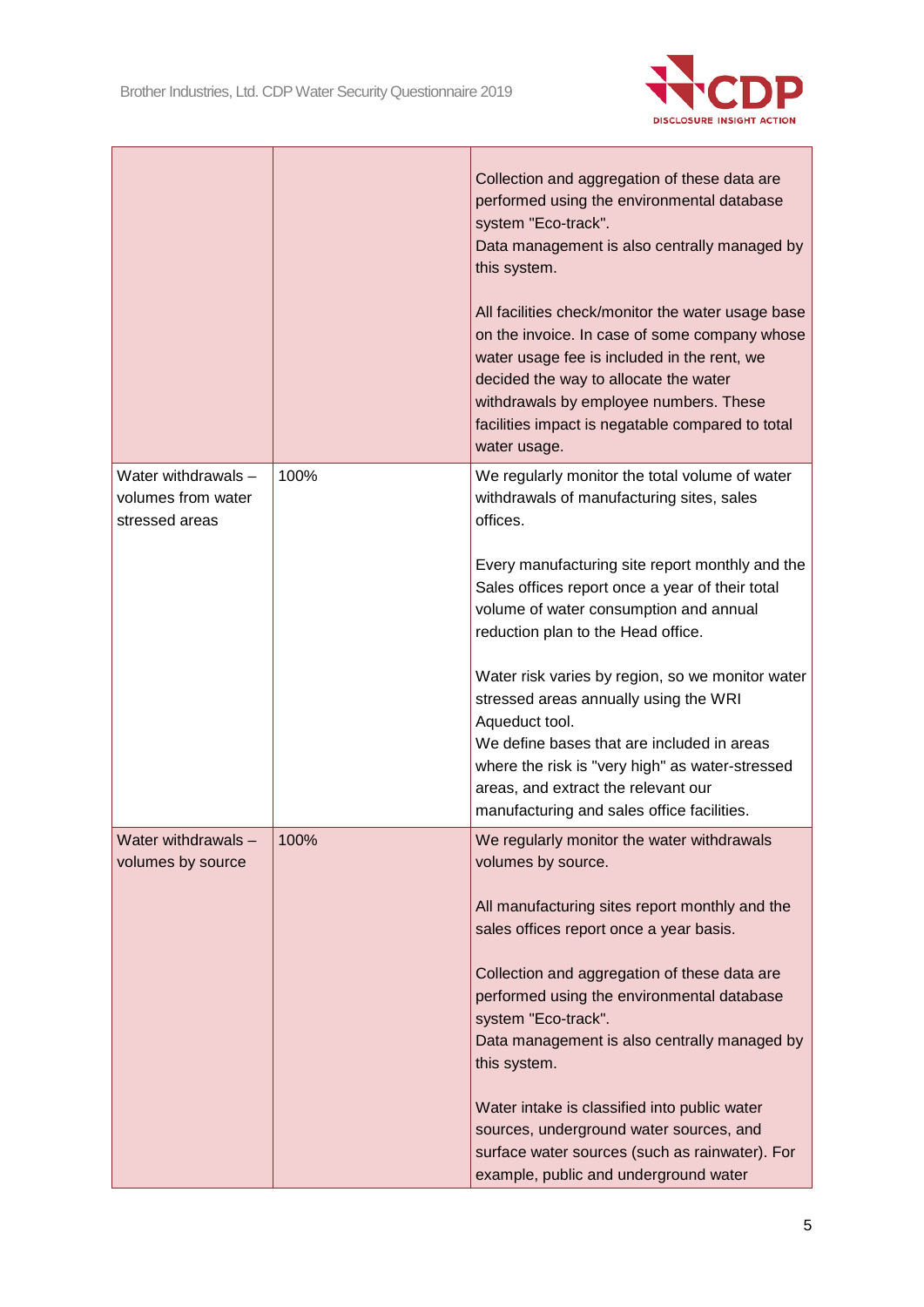| | | |
|---|---|---|
| | | Collection and aggregation of these data are performed using the environmental database system "Eco-track".<br>Data management is also centrally managed by this system.<br><br>All facilities check/monitor the water usage base on the invoice. In case of some company whose water usage fee is included in the rent, we decided the way to allocate the water withdrawals by employee numbers. These facilities impact is negatable compared to total water usage. |
| Water withdrawals – volumes from water stressed areas | 100% | We regularly monitor the total volume of water withdrawals of manufacturing sites, sales offices.<br><br>Every manufacturing site report monthly and the Sales offices report once a year of their total volume of water consumption and annual reduction plan to the Head office.<br><br>Water risk varies by region, so we monitor water stressed areas annually using the WRI Aqueduct tool.<br>We define bases that are included in areas where the risk is "very high" as water-stressed areas, and extract the relevant our manufacturing and sales office facilities. |
| Water withdrawals – volumes by source | 100% | We regularly monitor the water withdrawals volumes by source.<br><br>All manufacturing sites report monthly and the sales offices report once a year basis.<br><br>Collection and aggregation of these data are performed using the environmental database system "Eco-track".<br>Data management is also centrally managed by this system.<br><br>Water intake is classified into public water sources, underground water sources, and surface water sources (such as rainwater). For example, public and underground water |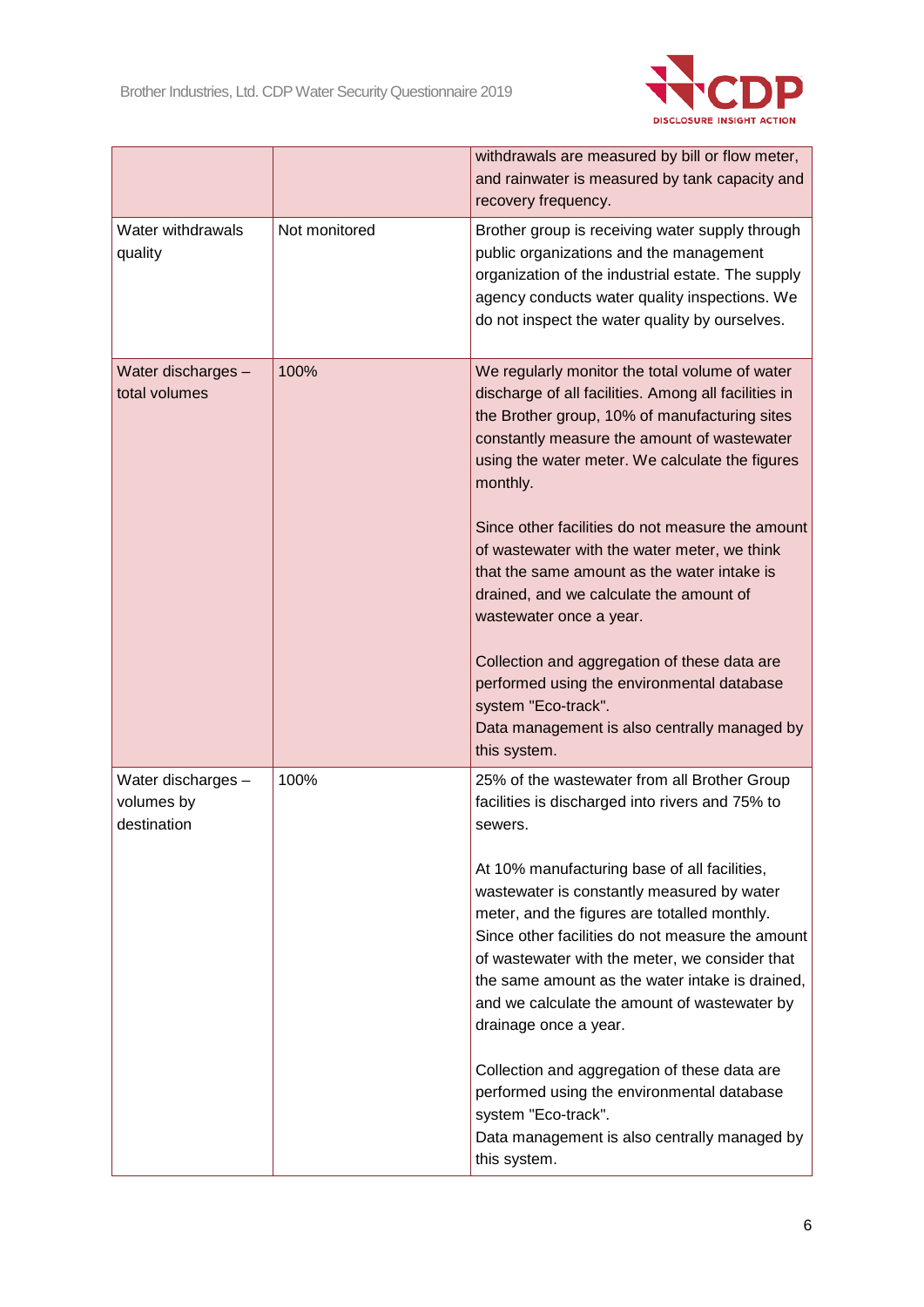|  |  |  |
|---|---|---|
|  |  | withdrawals are measured by bill or flow meter, and rainwater is measured by tank capacity and recovery frequency. |
| Water withdrawals quality | Not monitored | Brother group is receiving water supply through public organizations and the management organization of the industrial estate. The supply agency conducts water quality inspections. We do not inspect the water quality by ourselves. |
| Water discharges – total volumes | 100% | We regularly monitor the total volume of water discharge of all facilities. Among all facilities in the Brother group, 10% of manufacturing sites constantly measure the amount of wastewater using the water meter. We calculate the figures monthly.<br><br>Since other facilities do not measure the amount of wastewater with the water meter, we think that the same amount as the water intake is drained, and we calculate the amount of wastewater once a year.<br><br>Collection and aggregation of these data are performed using the environmental database system "Eco-track".<br>Data management is also centrally managed by this system. |
| Water discharges – volumes by destination | 100% | 25% of the wastewater from all Brother Group facilities is discharged into rivers and 75% to sewers.<br><br>At 10% manufacturing base of all facilities, wastewater is constantly measured by water meter, and the figures are totalled monthly. Since other facilities do not measure the amount of wastewater with the meter, we consider that the same amount as the water intake is drained, and we calculate the amount of wastewater by drainage once a year.<br><br>Collection and aggregation of these data are performed using the environmental database system "Eco-track".<br>Data management is also centrally managed by this system. |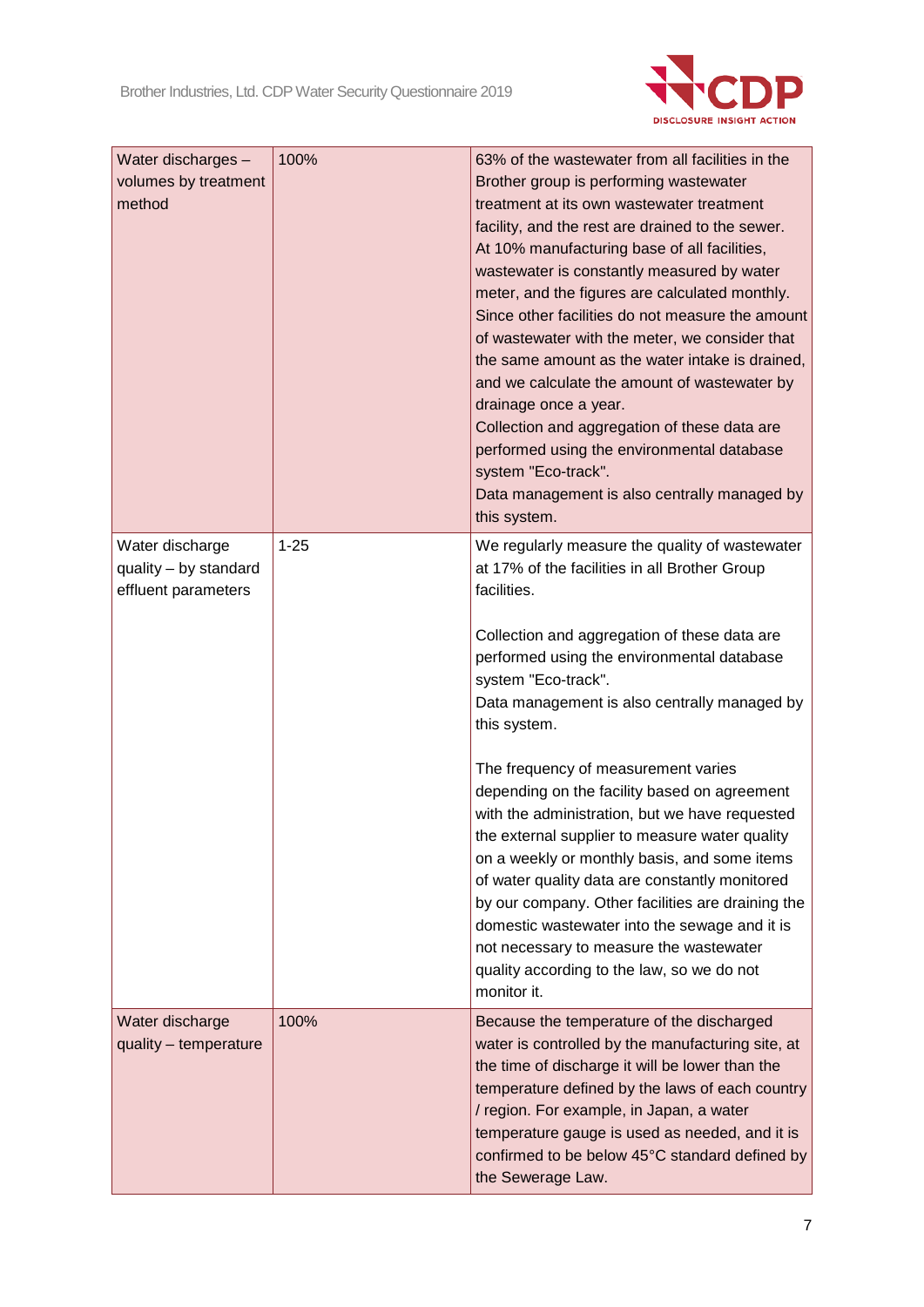| | | |
|---|---|---|
| Water discharges – volumes by treatment method | 100% | 63% of the wastewater from all facilities in the Brother group is performing wastewater treatment at its own wastewater treatment facility, and the rest are drained to the sewer.<br>At 10% manufacturing base of all facilities, wastewater is constantly measured by water meter, and the figures are calculated monthly.<br>Since other facilities do not measure the amount of wastewater with the meter, we consider that the same amount as the water intake is drained, and we calculate the amount of wastewater by drainage once a year.<br>Collection and aggregation of these data are performed using the environmental database system "Eco-track".<br>Data management is also centrally managed by this system. |
| Water discharge quality – by standard effluent parameters | 1-25 | We regularly measure the quality of wastewater at 17% of the facilities in all Brother Group facilities.<br><br>Collection and aggregation of these data are performed using the environmental database system "Eco-track".<br>Data management is also centrally managed by this system.<br><br>The frequency of measurement varies depending on the facility based on agreement with the administration, but we have requested the external supplier to measure water quality on a weekly or monthly basis, and some items of water quality data are constantly monitored by our company. Other facilities are draining the domestic wastewater into the sewage and it is not necessary to measure the wastewater quality according to the law, so we do not monitor it. |
| Water discharge quality – temperature | 100% | Because the temperature of the discharged water is controlled by the manufacturing site, at the time of discharge it will be lower than the temperature defined by the laws of each country / region. For example, in Japan, a water temperature gauge is used as needed, and it is confirmed to be below 45°C standard defined by the Sewerage Law. |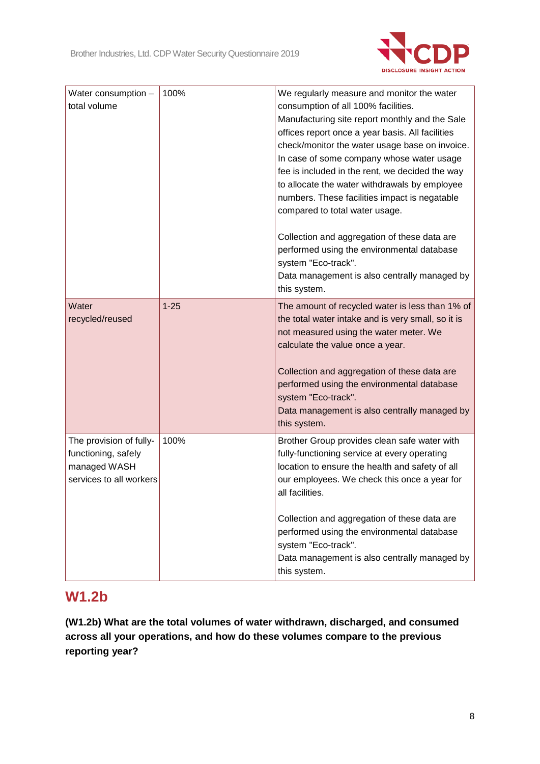| | | |
|---|---|---|
| Water consumption – total volume | 100% | We regularly measure and monitor the water consumption of all 100% facilities.<br>Manufacturing site report monthly and the Sale offices report once a year basis. All facilities check/monitor the water usage base on invoice. In case of some company whose water usage fee is included in the rent, we decided the way to allocate the water withdrawals by employee numbers. These facilities impact is negatable compared to total water usage.<br><br>Collection and aggregation of these data are performed using the environmental database system "Eco-track".<br>Data management is also centrally managed by this system. |
| Water recycled/reused | 1-25 | The amount of recycled water is less than 1% of the total water intake and is very small, so it is not measured using the water meter. We calculate the value once a year.<br><br>Collection and aggregation of these data are performed using the environmental database system "Eco-track".<br>Data management is also centrally managed by this system. |
| The provision of fully-functioning, safely managed WASH services to all workers | 100% | Brother Group provides clean safe water with fully-functioning service at every operating location to ensure the health and safety of all our employees. We check this once a year for all facilities.<br><br>Collection and aggregation of these data are performed using the environmental database system "Eco-track".<br>Data management is also centrally managed by this system. |

## W1.2b

**(W1.2b) What are the total volumes of water withdrawn, discharged, and consumed across all your operations, and how do these volumes compare to the previous reporting year?**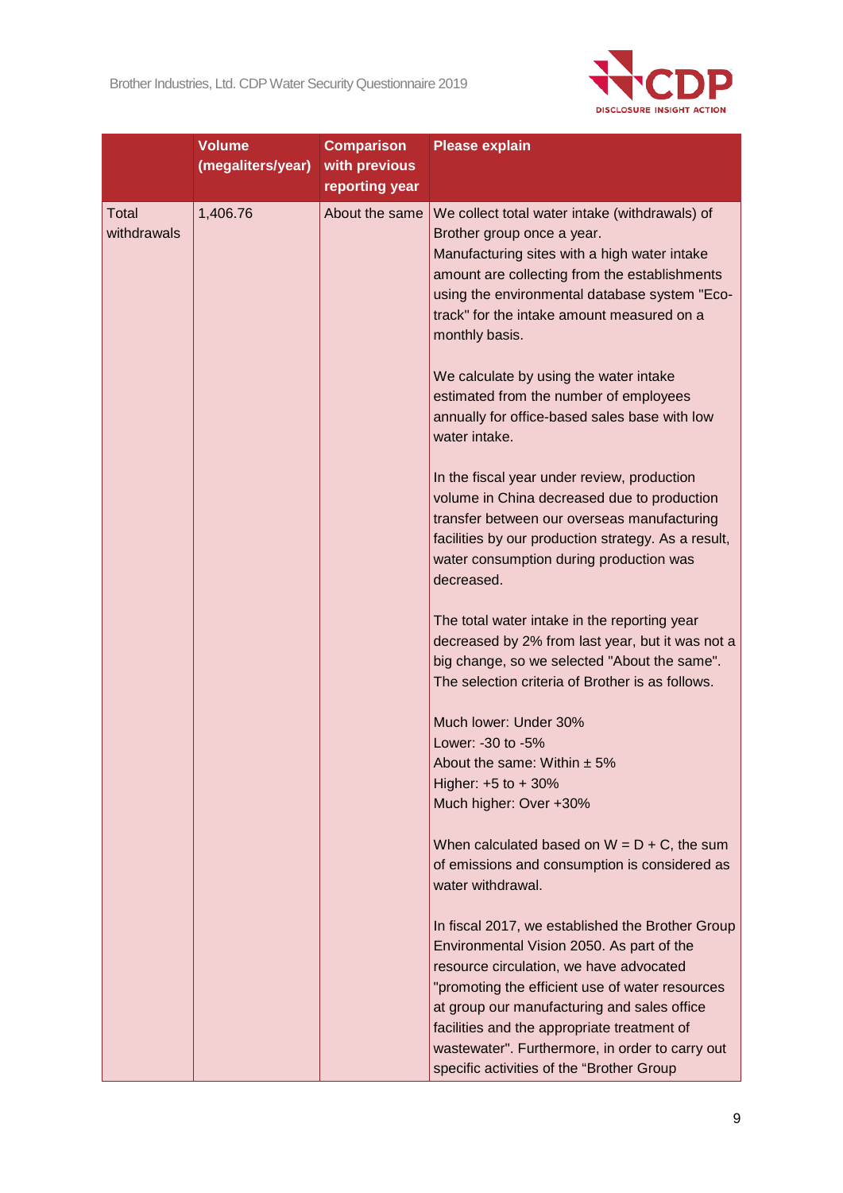|  | Volume (megaliters/year) | Comparison with previous reporting year | Please explain |
|---|---|---|---|
| Total withdrawals | 1,406.76 | About the same | We collect total water intake (withdrawals) of Brother group once a year.<br>Manufacturing sites with a high water intake amount are collecting from the establishments using the environmental database system "Eco-track" for the intake amount measured on a monthly basis.<br><br>We calculate by using the water intake estimated from the number of employees annually for office-based sales base with low water intake.<br><br>In the fiscal year under review, production volume in China decreased due to production transfer between our overseas manufacturing facilities by our production strategy. As a result, water consumption during production was decreased.<br><br>The total water intake in the reporting year decreased by 2% from last year, but it was not a big change, so we selected "About the same". The selection criteria of Brother is as follows.<br><br>Much lower: Under 30%<br>Lower: -30 to -5%<br>About the same: Within ± 5%<br>Higher: +5 to + 30%<br>Much higher: Over +30%<br><br>When calculated based on W = D + C, the sum of emissions and consumption is considered as water withdrawal.<br><br>In fiscal 2017, we established the Brother Group Environmental Vision 2050. As part of the resource circulation, we have advocated "promoting the efficient use of water resources at group our manufacturing and sales office facilities and the appropriate treatment of wastewater". Furthermore, in order to carry out specific activities of the "Brother Group |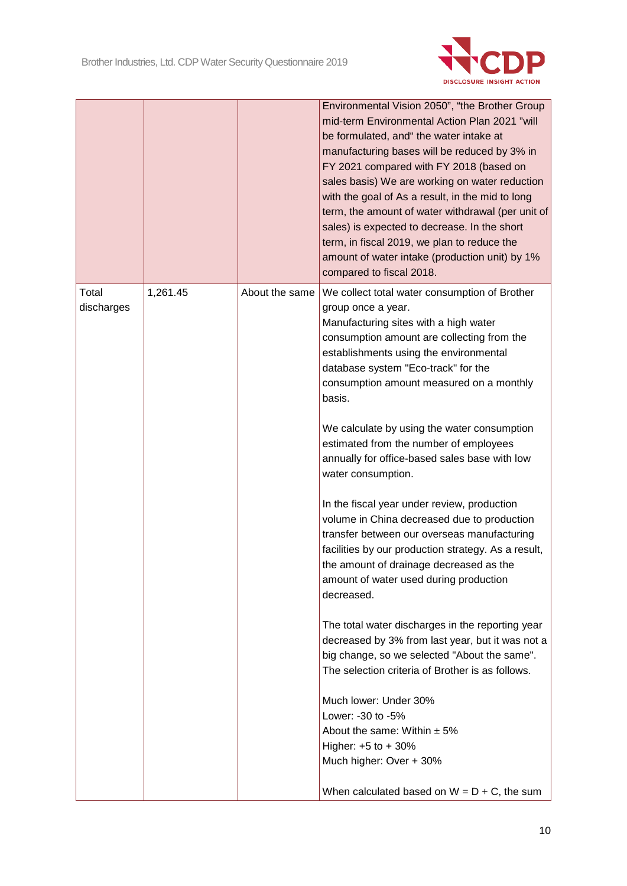| | | | |
|---|---|---|---|
| | | | Environmental Vision 2050", "the Brother Group mid-term Environmental Action Plan 2021 "will be formulated, and" the water intake at manufacturing bases will be reduced by 3% in FY 2021 compared with FY 2018 (based on sales basis) We are working on water reduction with the goal of As a result, in the mid to long term, the amount of water withdrawal (per unit of sales) is expected to decrease. In the short term, in fiscal 2019, we plan to reduce the amount of water intake (production unit) by 1% compared to fiscal 2018. |
| Total discharges | 1,261.45 | About the same | We collect total water consumption of Brother group once a year.<br>Manufacturing sites with a high water consumption amount are collecting from the establishments using the environmental database system "Eco-track" for the consumption amount measured on a monthly basis.<br><br>We calculate by using the water consumption estimated from the number of employees annually for office-based sales base with low water consumption.<br><br>In the fiscal year under review, production volume in China decreased due to production transfer between our overseas manufacturing facilities by our production strategy. As a result, the amount of drainage decreased as the amount of water used during production decreased.<br><br>The total water discharges in the reporting year decreased by 3% from last year, but it was not a big change, so we selected "About the same". The selection criteria of Brother is as follows.<br><br>Much lower: Under 30%<br>Lower: -30 to -5%<br>About the same: Within ± 5%<br>Higher: +5 to + 30%<br>Much higher: Over + 30%<br><br>When calculated based on W = D + C, the sum |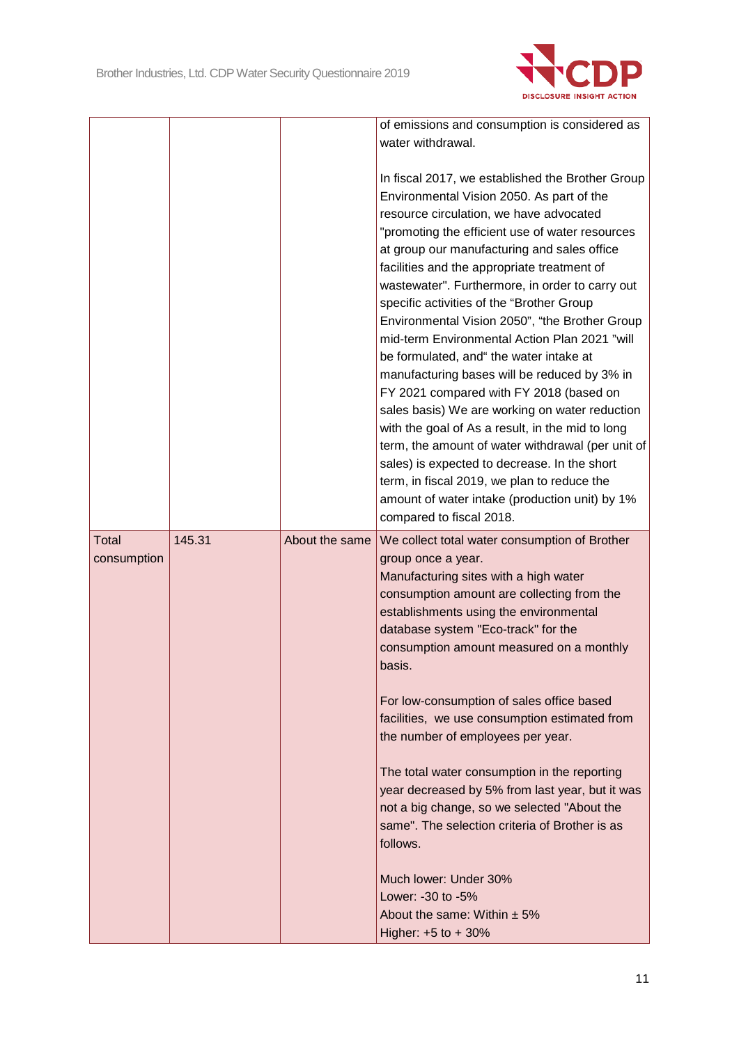| | | | |
|---|---|---|---|
| | | | of emissions and consumption is considered as water withdrawal.<br><br>In fiscal 2017, we established the Brother Group Environmental Vision 2050. As part of the resource circulation, we have advocated "promoting the efficient use of water resources at group our manufacturing and sales office facilities and the appropriate treatment of wastewater". Furthermore, in order to carry out specific activities of the "Brother Group Environmental Vision 2050", "the Brother Group mid-term Environmental Action Plan 2021 "will be formulated, and" the water intake at manufacturing bases will be reduced by 3% in FY 2021 compared with FY 2018 (based on sales basis) We are working on water reduction with the goal of As a result, in the mid to long term, the amount of water withdrawal (per unit of sales) is expected to decrease. In the short term, in fiscal 2019, we plan to reduce the amount of water intake (production unit) by 1% compared to fiscal 2018. |
| Total consumption | 145.31 | About the same | We collect total water consumption of Brother group once a year.<br>Manufacturing sites with a high water consumption amount are collecting from the establishments using the environmental database system "Eco-track" for the consumption amount measured on a monthly basis.<br><br>For low-consumption of sales office based facilities, we use consumption estimated from the number of employees per year.<br><br>The total water consumption in the reporting year decreased by 5% from last year, but it was not a big change, so we selected "About the same". The selection criteria of Brother is as follows.<br><br>Much lower: Under 30%<br>Lower: -30 to -5%<br>About the same: Within ± 5%<br>Higher: +5 to + 30% |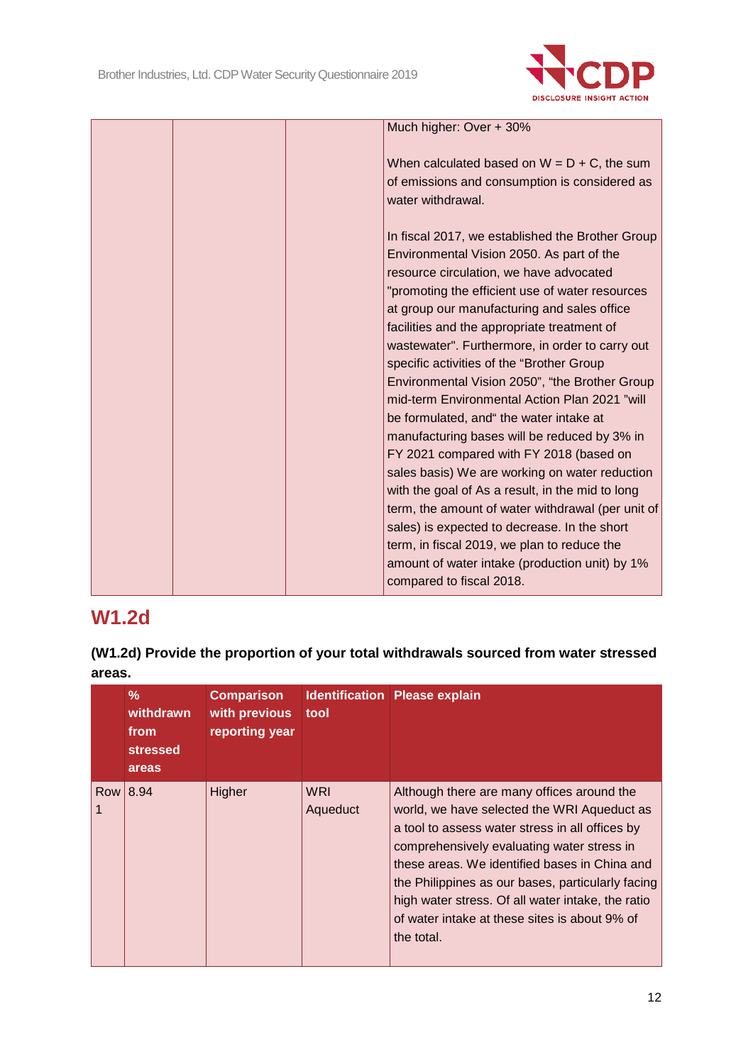| | | | |
|---|---|---|---|
| | | | Much higher: Over + 30%<br><br>When calculated based on W = D + C, the sum of emissions and consumption is considered as water withdrawal.<br><br>In fiscal 2017, we established the Brother Group Environmental Vision 2050. As part of the resource circulation, we have advocated "promoting the efficient use of water resources at group our manufacturing and sales office facilities and the appropriate treatment of wastewater". Furthermore, in order to carry out specific activities of the “Brother Group Environmental Vision 2050”, “the Brother Group mid-term Environmental Action Plan 2021 ”will be formulated, and“ the water intake at manufacturing bases will be reduced by 3% in FY 2021 compared with FY 2018 (based on sales basis) We are working on water reduction with the goal of As a result, in the mid to long term, the amount of water withdrawal (per unit of sales) is expected to decrease. In the short term, in fiscal 2019, we plan to reduce the amount of water intake (production unit) by 1% compared to fiscal 2018. |

## W1.2d

**(W1.2d) Provide the proportion of your total withdrawals sourced from water stressed areas.**

| | % withdrawn from stressed areas | Comparison with previous reporting year | Identification tool | Please explain |
|---|---|---|---|---|
| Row 1 | 8.94 | Higher | WRI Aqueduct | Although there are many offices around the world, we have selected the WRI Aqueduct as a tool to assess water stress in all offices by comprehensively evaluating water stress in these areas. We identified bases in China and the Philippines as our bases, particularly facing high water stress. Of all water intake, the ratio of water intake at these sites is about 9% of the total. |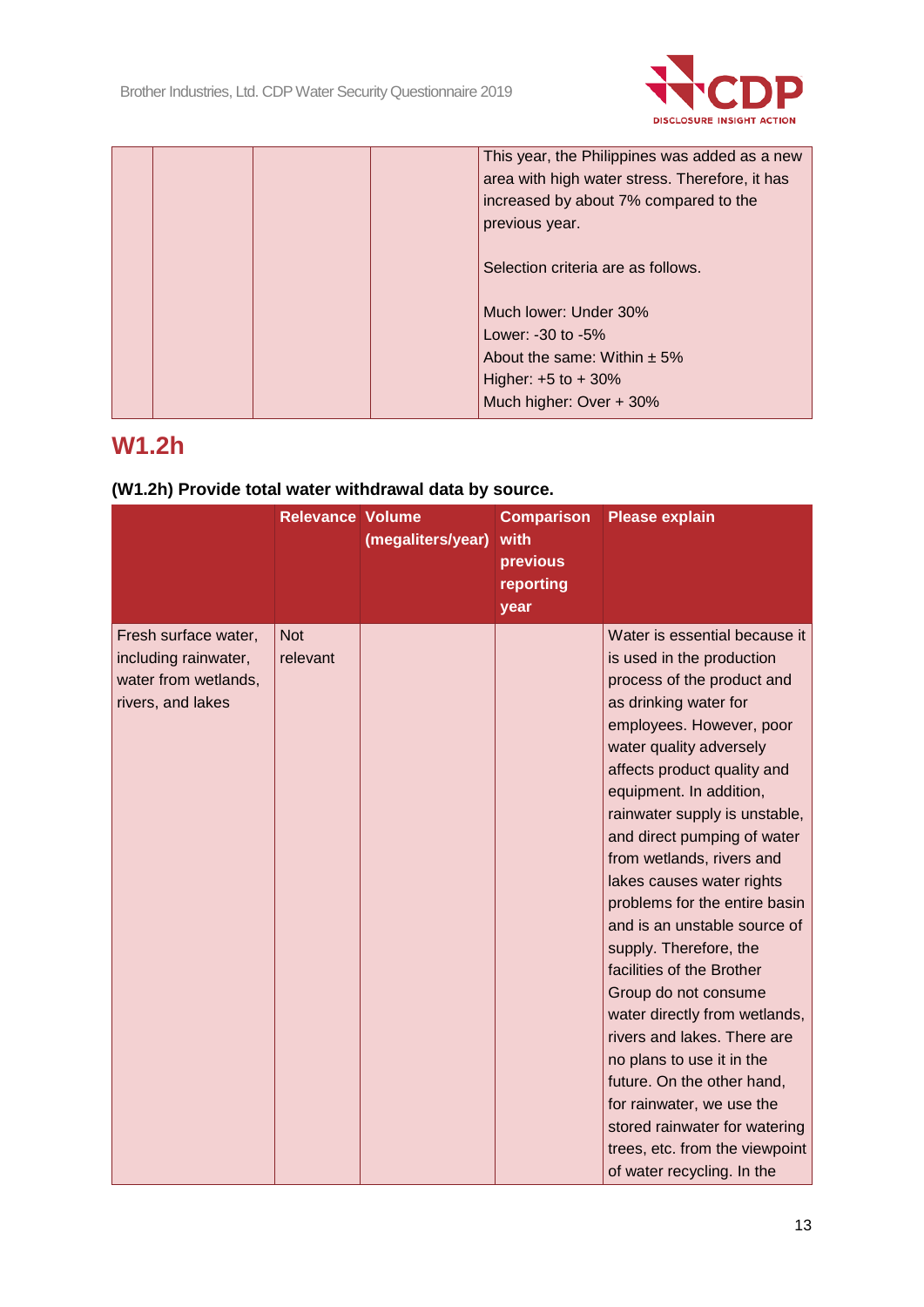| | | | | This year, the Philippines was added as a new area with high water stress. Therefore, it has increased by about 7% compared to the previous year.<br><br>Selection criteria are as follows.<br><br>Much lower: Under 30%<br>Lower: -30 to -5%<br>About the same: Within ± 5%<br>Higher: +5 to + 30%<br>Much higher: Over + 30% |
|---|---|---|---|---|

## W1.2h

### (W1.2h) Provide total water withdrawal data by source.

| | Relevance | Volume (megaliters/year) | Comparison with previous reporting year | Please explain |
|---|---|---|---|---|
| Fresh surface water, including rainwater, water from wetlands, rivers, and lakes | Not relevant | | | Water is essential because it is used in the production process of the product and as drinking water for employees. However, poor water quality adversely affects product quality and equipment. In addition, rainwater supply is unstable, and direct pumping of water from wetlands, rivers and lakes causes water rights problems for the entire basin and is an unstable source of supply. Therefore, the facilities of the Brother Group do not consume water directly from wetlands, rivers and lakes. There are no plans to use it in the future. On the other hand, for rainwater, we use the stored rainwater for watering trees, etc. from the viewpoint of water recycling. In the |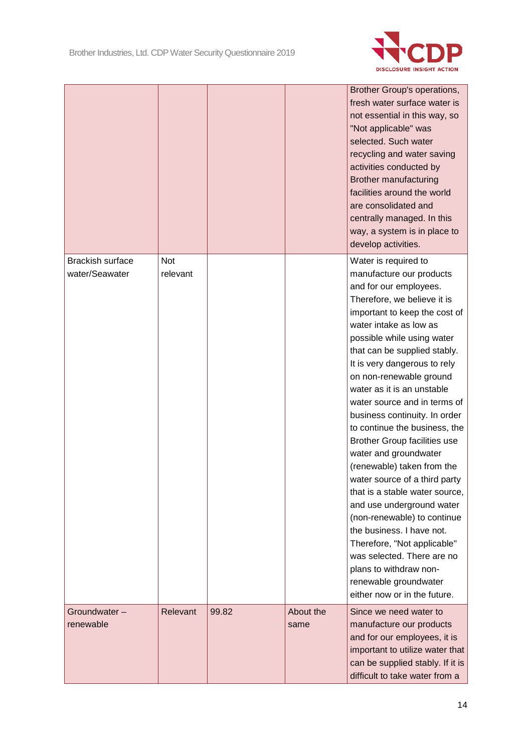| | | | | |
|---|---|---|---|---|
| | | | | Brother Group's operations, fresh water surface water is not essential in this way, so "Not applicable" was selected. Such water recycling and water saving activities conducted by Brother manufacturing facilities around the world are consolidated and centrally managed. In this way, a system is in place to develop activities. |
| Brackish surface water/Seawater | Not relevant | | | Water is required to manufacture our products and for our employees. Therefore, we believe it is important to keep the cost of water intake as low as possible while using water that can be supplied stably. It is very dangerous to rely on non-renewable ground water as it is an unstable water source and in terms of business continuity. In order to continue the business, the Brother Group facilities use water and groundwater (renewable) taken from the water source of a third party that is a stable water source, and use underground water (non-renewable) to continue the business. I have not. Therefore, "Not applicable" was selected. There are no plans to withdraw non-renewable groundwater either now or in the future. |
| Groundwater – renewable | Relevant | 99.82 | About the same | Since we need water to manufacture our products and for our employees, it is important to utilize water that can be supplied stably. If it is difficult to take water from a |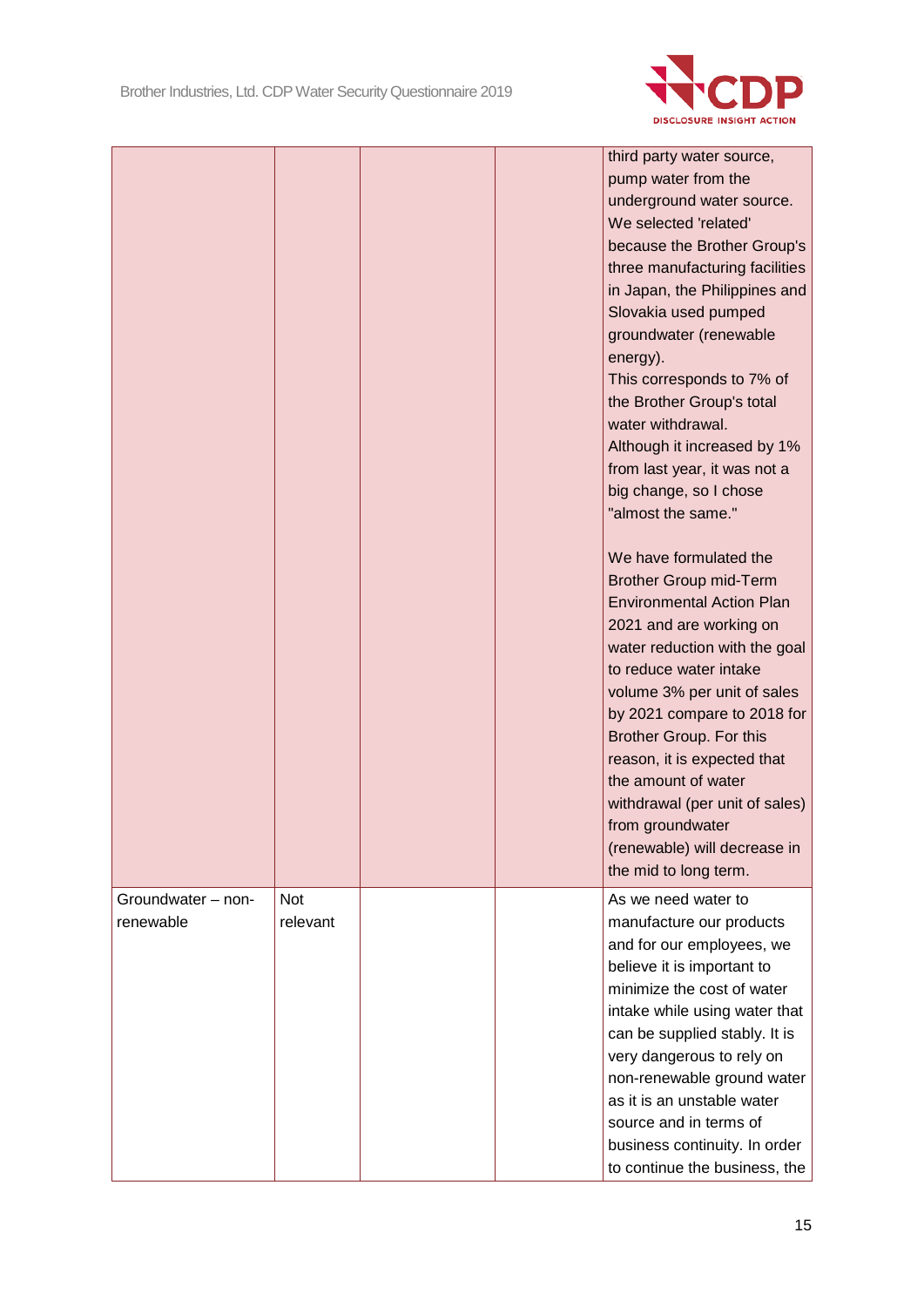| | | | | |
|---|---|---|---|---|
| | | | | third party water source, pump water from the underground water source. We selected 'related' because the Brother Group's three manufacturing facilities in Japan, the Philippines and Slovakia used pumped groundwater (renewable energy).<br>This corresponds to 7% of the Brother Group's total water withdrawal.<br>Although it increased by 1% from last year, it was not a big change, so I chose "almost the same."<br><br>We have formulated the Brother Group mid-Term Environmental Action Plan 2021 and are working on water reduction with the goal to reduce water intake volume 3% per unit of sales by 2021 compare to 2018 for Brother Group. For this reason, it is expected that the amount of water withdrawal (per unit of sales) from groundwater (renewable) will decrease in the mid to long term. |
| Groundwater – non-renewable | Not relevant | | | As we need water to manufacture our products and for our employees, we believe it is important to minimize the cost of water intake while using water that can be supplied stably. It is very dangerous to rely on non-renewable ground water as it is an unstable water source and in terms of business continuity. In order to continue the business, the |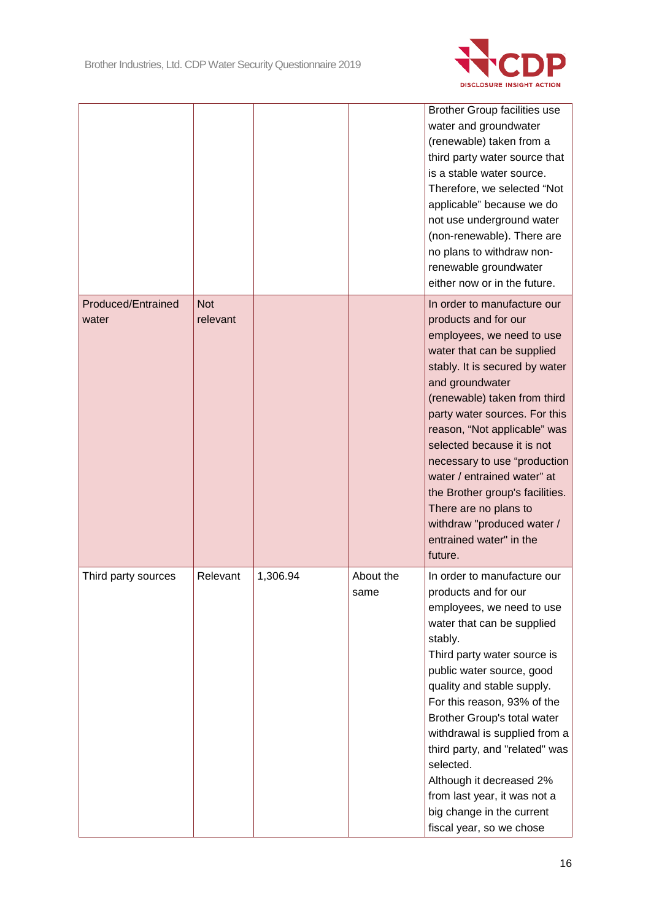| | | | | |
|---|---|---|---|---|
| | | | | Brother Group facilities use water and groundwater (renewable) taken from a third party water source that is a stable water source. Therefore, we selected “Not applicable” because we do not use underground water (non-renewable). There are no plans to withdraw non-renewable groundwater either now or in the future. |
| Produced/Entrained water | Not relevant | | | In order to manufacture our products and for our employees, we need to use water that can be supplied stably. It is secured by water and groundwater (renewable) taken from third party water sources. For this reason, “Not applicable” was selected because it is not necessary to use “production water / entrained water” at the Brother group's facilities. There are no plans to withdraw "produced water / entrained water" in the future. |
| Third party sources | Relevant | 1,306.94 | About the same | In order to manufacture our products and for our employees, we need to use water that can be supplied stably.<br>Third party water source is public water source, good quality and stable supply. For this reason, 93% of the Brother Group's total water withdrawal is supplied from a third party, and "related" was selected.<br>Although it decreased 2% from last year, it was not a big change in the current fiscal year, so we chose |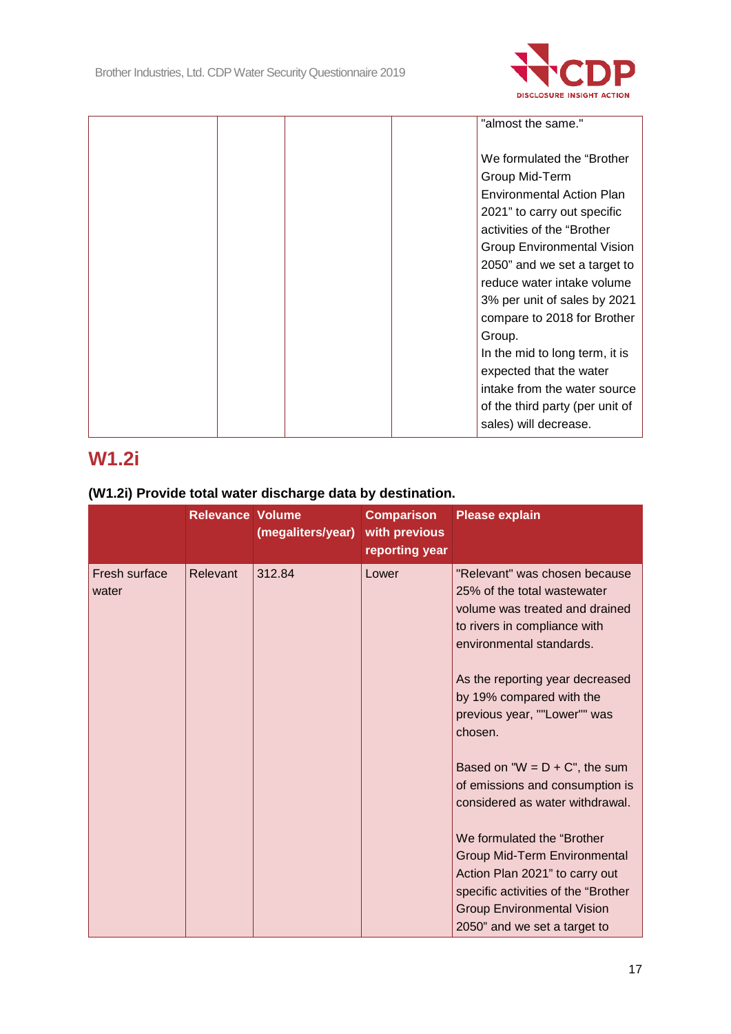| | | | | "almost the same."<br><br>We formulated the "Brother Group Mid-Term Environmental Action Plan 2021" to carry out specific activities of the "Brother Group Environmental Vision 2050" and we set a target to reduce water intake volume 3% per unit of sales by 2021 compare to 2018 for Brother Group.<br>In the mid to long term, it is expected that the water intake from the water source of the third party (per unit of sales) will decrease. |
|---|---|---|---|---|

## W1.2i

### (W1.2i) Provide total water discharge data by destination.

| | Relevance | Volume (megaliters/year) | Comparison with previous reporting year | Please explain |
|---|---|---|---|---|
| Fresh surface water | Relevant | 312.84 | Lower | "Relevant" was chosen because 25% of the total wastewater volume was treated and drained to rivers in compliance with environmental standards.<br><br>As the reporting year decreased by 19% compared with the previous year, ""Lower"" was chosen.<br><br>Based on "W = D + C", the sum of emissions and consumption is considered as water withdrawal.<br><br>We formulated the "Brother Group Mid-Term Environmental Action Plan 2021" to carry out specific activities of the "Brother Group Environmental Vision 2050" and we set a target to |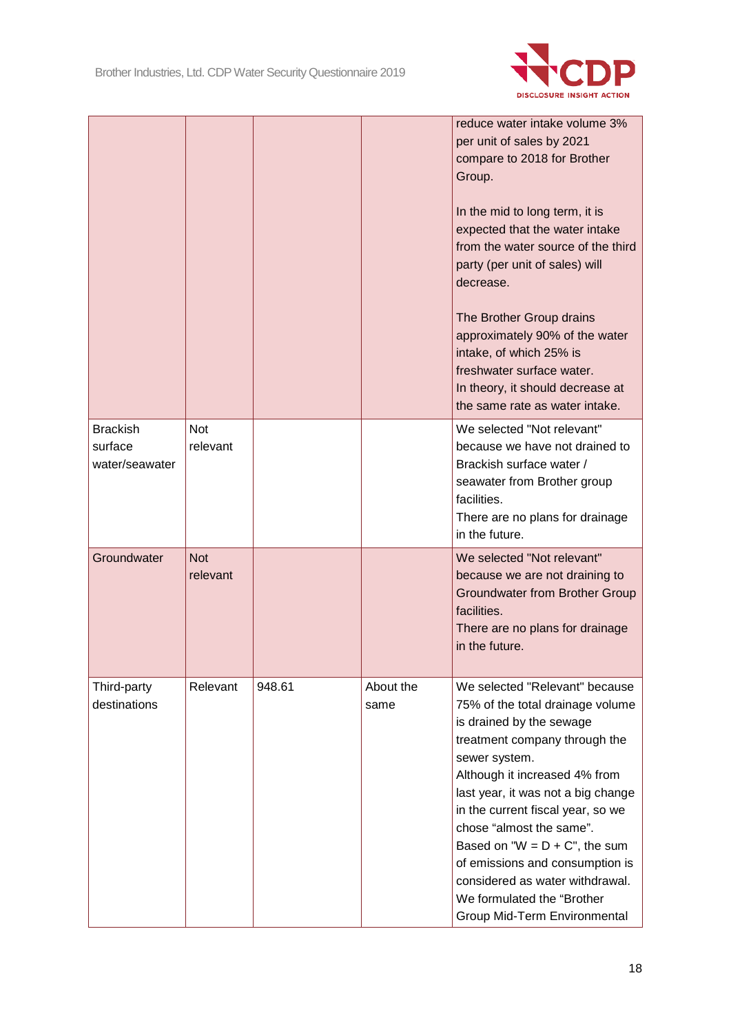| | | | | |
|---|---|---|---|---|
| | | | | reduce water intake volume 3% per unit of sales by 2021 compare to 2018 for Brother Group.<br><br>In the mid to long term, it is expected that the water intake from the water source of the third party (per unit of sales) will decrease.<br><br>The Brother Group drains approximately 90% of the water intake, of which 25% is freshwater surface water.<br>In theory, it should decrease at the same rate as water intake. |
| Brackish surface water/seawater | Not relevant | | | We selected "Not relevant" because we have not drained to Brackish surface water / seawater from Brother group facilities.<br>There are no plans for drainage in the future. |
| Groundwater | Not relevant | | | We selected "Not relevant" because we are not draining to Groundwater from Brother Group facilities.<br>There are no plans for drainage in the future. |
| Third-party destinations | Relevant | 948.61 | About the same | We selected "Relevant" because 75% of the total drainage volume is drained by the sewage treatment company through the sewer system.<br>Although it increased 4% from last year, it was not a big change in the current fiscal year, so we chose "almost the same".<br>Based on "W = D + C", the sum of emissions and consumption is considered as water withdrawal.<br>We formulated the "Brother Group Mid-Term Environmental |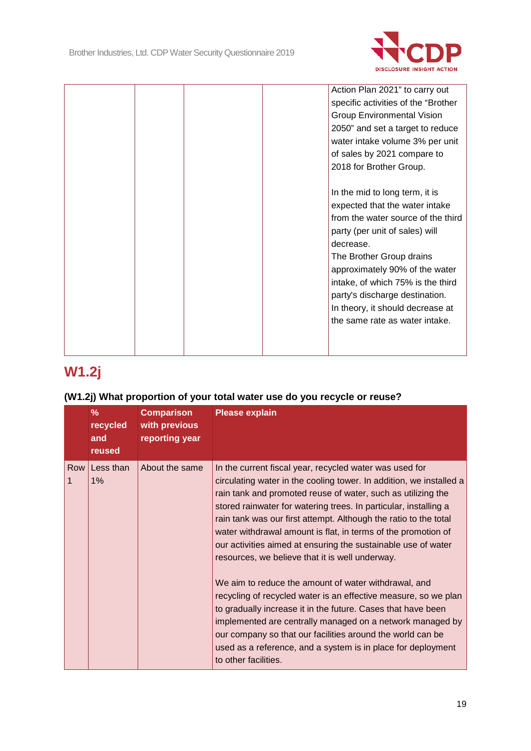| | | | | |
|---|---|---|---|---|
| | | | | Action Plan 2021" to carry out specific activities of the "Brother Group Environmental Vision 2050" and set a target to reduce water intake volume 3% per unit of sales by 2021 compare to 2018 for Brother Group.<br><br>In the mid to long term, it is expected that the water intake from the water source of the third party (per unit of sales) will decrease.<br>The Brother Group drains approximately 90% of the water intake, of which 75% is the third party's discharge destination.<br>In theory, it should decrease at the same rate as water intake. |

## W1.2j

### (W1.2j) What proportion of your total water use do you recycle or reuse?

| | % recycled and reused | Comparison with previous reporting year | Please explain |
|---|---|---|---|
| Row 1 | Less than 1% | About the same | In the current fiscal year, recycled water was used for circulating water in the cooling tower. In addition, we installed a rain tank and promoted reuse of water, such as utilizing the stored rainwater for watering trees. In particular, installing a rain tank was our first attempt. Although the ratio to the total water withdrawal amount is flat, in terms of the promotion of our activities aimed at ensuring the sustainable use of water resources, we believe that it is well underway.<br><br>We aim to reduce the amount of water withdrawal, and recycling of recycled water is an effective measure, so we plan to gradually increase it in the future. Cases that have been implemented are centrally managed on a network managed by our company so that our facilities around the world can be used as a reference, and a system is in place for deployment to other facilities. |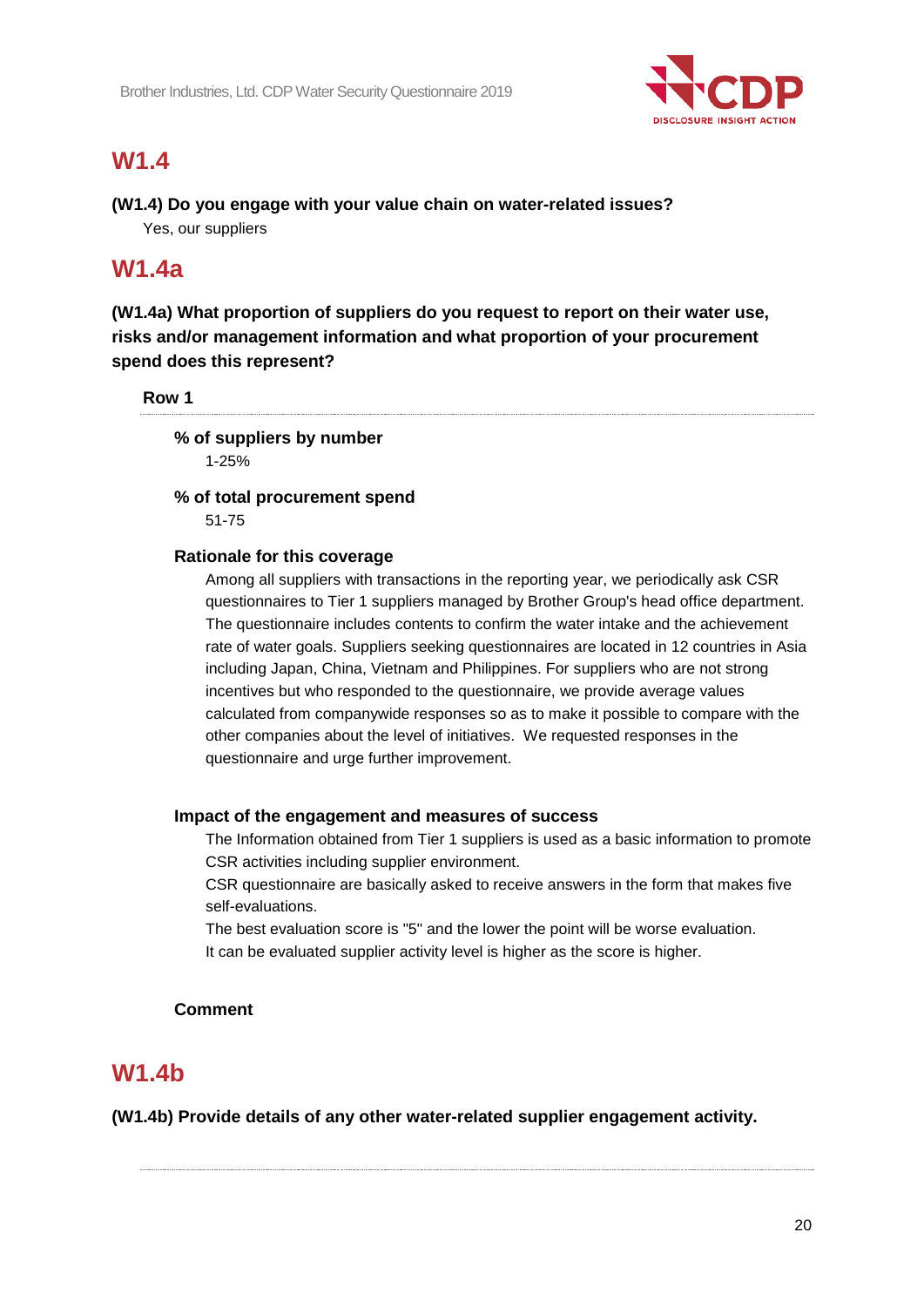## W1.4

**(W1.4) Do you engage with your value chain on water-related issues?**

Yes, our suppliers

## W1.4a

**(W1.4a) What proportion of suppliers do you request to report on their water use, risks and/or management information and what proportion of your procurement spend does this represent?**

**Row 1**

**% of suppliers by number**

1-25%

**% of total procurement spend**

51-75

**Rationale for this coverage**

Among all suppliers with transactions in the reporting year, we periodically ask CSR questionnaires to Tier 1 suppliers managed by Brother Group's head office department. The questionnaire includes contents to confirm the water intake and the achievement rate of water goals. Suppliers seeking questionnaires are located in 12 countries in Asia including Japan, China, Vietnam and Philippines. For suppliers who are not strong incentives but who responded to the questionnaire, we provide average values calculated from companywide responses so as to make it possible to compare with the other companies about the level of initiatives. We requested responses in the questionnaire and urge further improvement.

**Impact of the engagement and measures of success**

The Information obtained from Tier 1 suppliers is used as a basic information to promote CSR activities including supplier environment.
CSR questionnaire are basically asked to receive answers in the form that makes five self-evaluations.
The best evaluation score is "5" and the lower the point will be worse evaluation.
It can be evaluated supplier activity level is higher as the score is higher.

**Comment**

## W1.4b

**(W1.4b) Provide details of any other water-related supplier engagement activity.**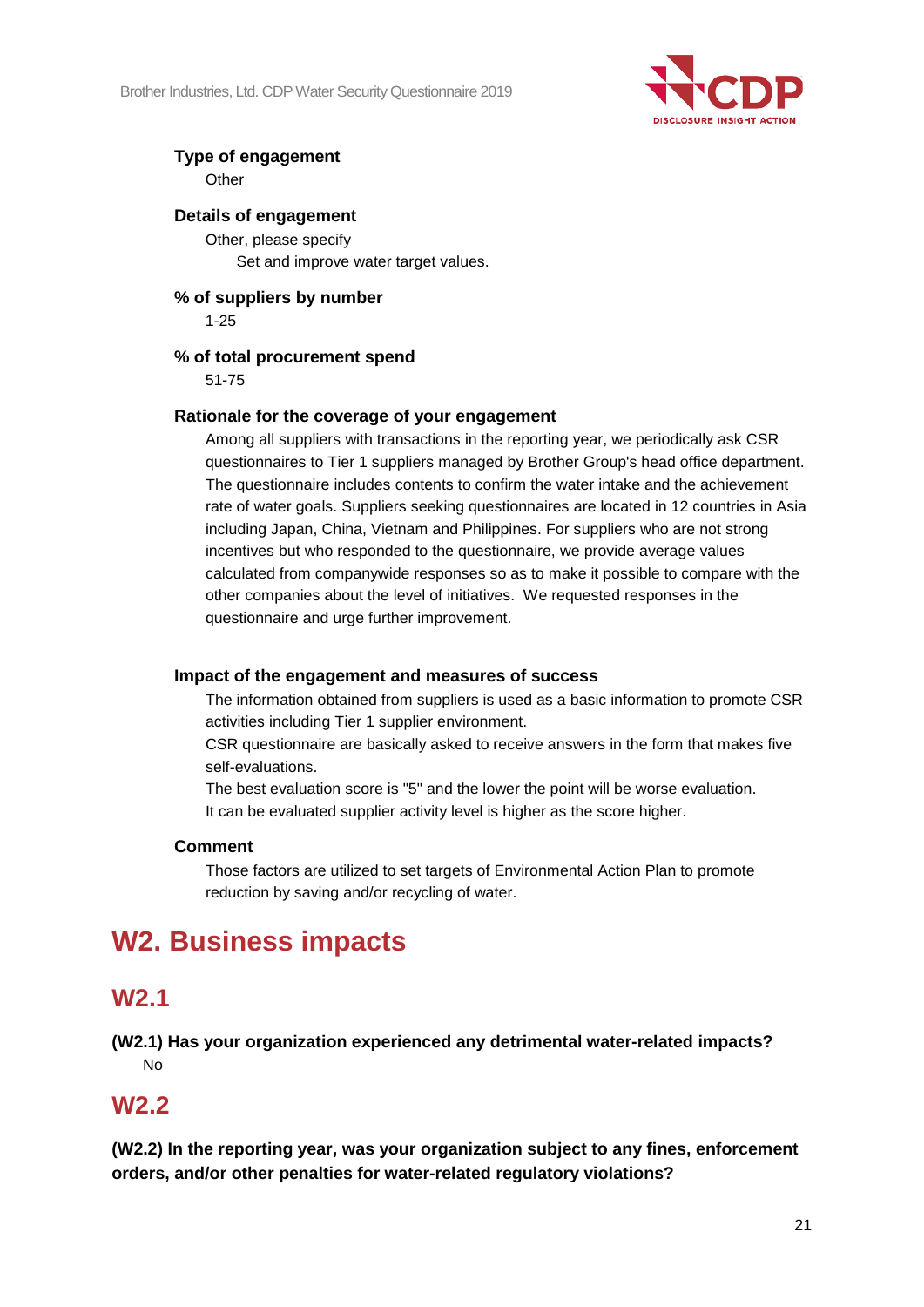**Type of engagement**

Other

**Details of engagement**

Other, please specify

Set and improve water target values.

**% of suppliers by number**

1-25

**% of total procurement spend**

51-75

**Rationale for the coverage of your engagement**

Among all suppliers with transactions in the reporting year, we periodically ask CSR questionnaires to Tier 1 suppliers managed by Brother Group's head office department. The questionnaire includes contents to confirm the water intake and the achievement rate of water goals. Suppliers seeking questionnaires are located in 12 countries in Asia including Japan, China, Vietnam and Philippines. For suppliers who are not strong incentives but who responded to the questionnaire, we provide average values calculated from companywide responses so as to make it possible to compare with the other companies about the level of initiatives. We requested responses in the questionnaire and urge further improvement.

**Impact of the engagement and measures of success**

The information obtained from suppliers is used as a basic information to promote CSR activities including Tier 1 supplier environment.

CSR questionnaire are basically asked to receive answers in the form that makes five self-evaluations.

The best evaluation score is "5" and the lower the point will be worse evaluation.

It can be evaluated supplier activity level is higher as the score higher.

**Comment**

Those factors are utilized to set targets of Environmental Action Plan to promote reduction by saving and/or recycling of water.

# W2. Business impacts

## W2.1

**(W2.1) Has your organization experienced any detrimental water-related impacts?**

No

## W2.2

**(W2.2) In the reporting year, was your organization subject to any fines, enforcement orders, and/or other penalties for water-related regulatory violations?**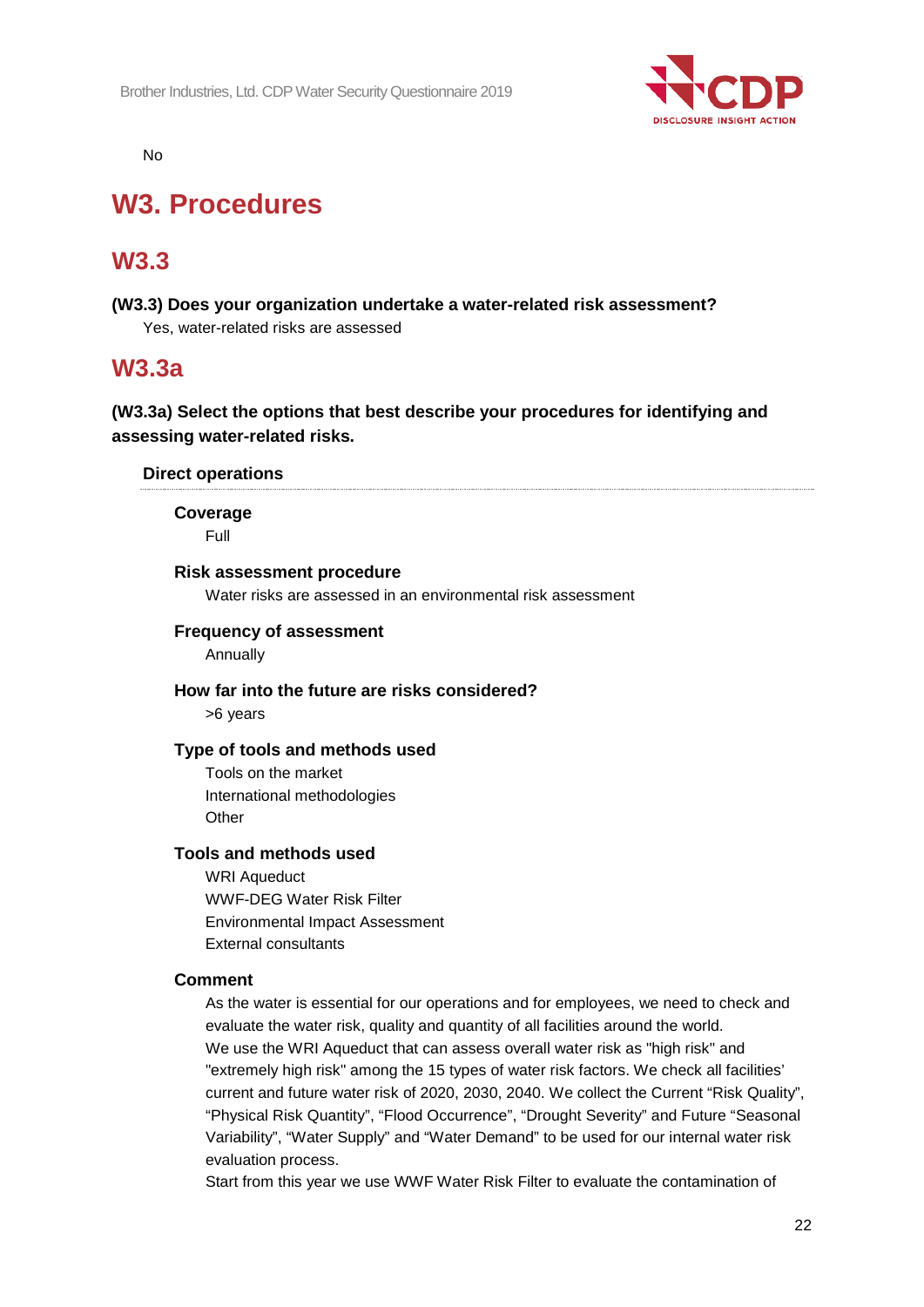No

# W3. Procedures

## W3.3

**(W3.3) Does your organization undertake a water-related risk assessment?**

Yes, water-related risks are assessed

## W3.3a

**(W3.3a) Select the options that best describe your procedures for identifying and assessing water-related risks.**

**Direct operations**

**Coverage**

Full

**Risk assessment procedure**

Water risks are assessed in an environmental risk assessment

**Frequency of assessment**

Annually

**How far into the future are risks considered?**

>6 years

**Type of tools and methods used**

Tools on the market
International methodologies
Other

**Tools and methods used**

WRI Aqueduct
WWF-DEG Water Risk Filter
Environmental Impact Assessment
External consultants

**Comment**

As the water is essential for our operations and for employees, we need to check and evaluate the water risk, quality and quantity of all facilities around the world.
We use the WRI Aqueduct that can assess overall water risk as "high risk" and "extremely high risk" among the 15 types of water risk factors. We check all facilities' current and future water risk of 2020, 2030, 2040. We collect the Current “Risk Quality”, “Physical Risk Quantity”, “Flood Occurrence”, “Drought Severity” and Future “Seasonal Variability”, “Water Supply” and “Water Demand” to be used for our internal water risk evaluation process.
Start from this year we use WWF Water Risk Filter to evaluate the contamination of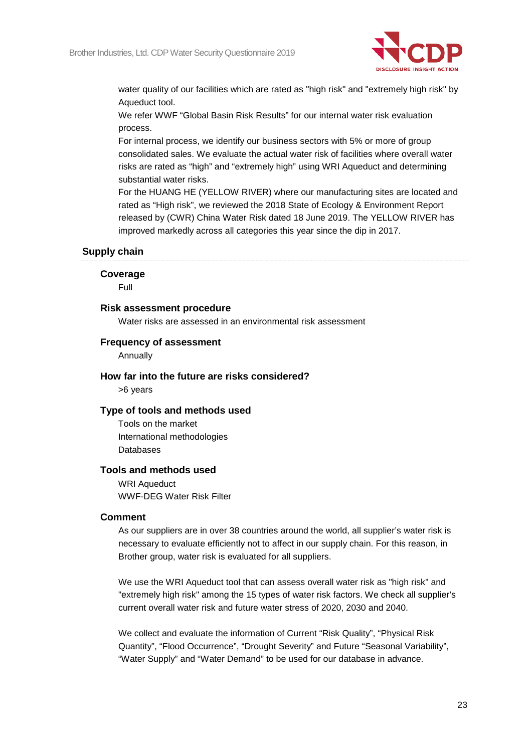water quality of our facilities which are rated as "high risk" and "extremely high risk" by Aqueduct tool.
We refer WWF "Global Basin Risk Results" for our internal water risk evaluation process.
For internal process, we identify our business sectors with 5% or more of group consolidated sales. We evaluate the actual water risk of facilities where overall water risks are rated as "high" and "extremely high" using WRI Aqueduct and determining substantial water risks.
For the HUANG HE (YELLOW RIVER) where our manufacturing sites are located and rated as "High risk", we reviewed the 2018 State of Ecology & Environment Report released by (CWR) China Water Risk dated 18 June 2019. The YELLOW RIVER has improved markedly across all categories this year since the dip in 2017.

### Supply chain

#### Coverage

Full

#### Risk assessment procedure

Water risks are assessed in an environmental risk assessment

#### Frequency of assessment

Annually

#### How far into the future are risks considered?

>6 years

#### Type of tools and methods used

Tools on the market
International methodologies
Databases

#### Tools and methods used

WRI Aqueduct
WWF-DEG Water Risk Filter

#### Comment

As our suppliers are in over 38 countries around the world, all supplier's water risk is necessary to evaluate efficiently not to affect in our supply chain. For this reason, in Brother group, water risk is evaluated for all suppliers.

We use the WRI Aqueduct tool that can assess overall water risk as "high risk" and "extremely high risk" among the 15 types of water risk factors. We check all supplier's current overall water risk and future water stress of 2020, 2030 and 2040.

We collect and evaluate the information of Current "Risk Quality", "Physical Risk Quantity", "Flood Occurrence", "Drought Severity" and Future "Seasonal Variability", "Water Supply" and "Water Demand" to be used for our database in advance.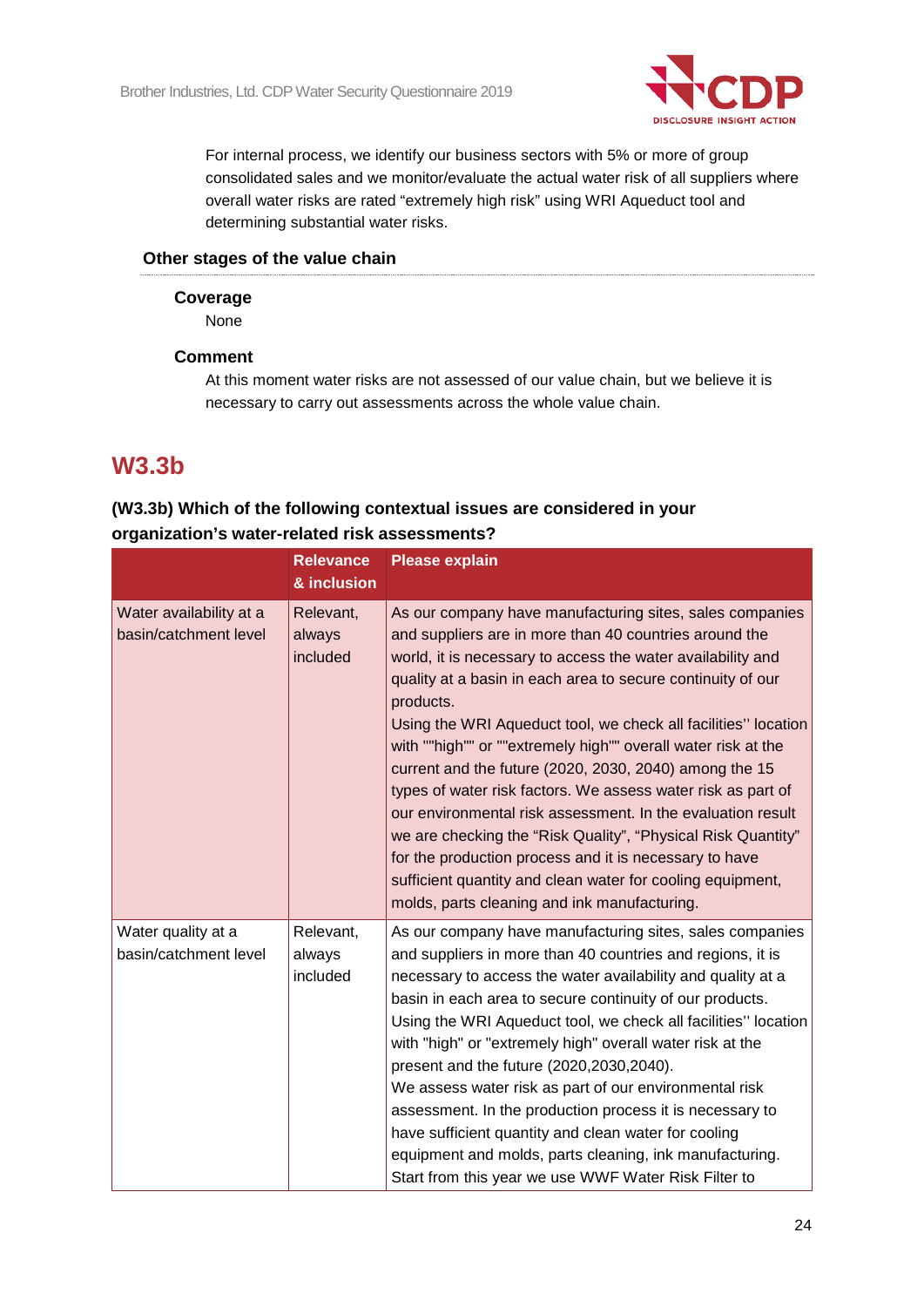For internal process, we identify our business sectors with 5% or more of group consolidated sales and we monitor/evaluate the actual water risk of all suppliers where overall water risks are rated “extremely high risk” using WRI Aqueduct tool and determining substantial water risks.

**Other stages of the value chain**

**Coverage**

None

**Comment**

At this moment water risks are not assessed of our value chain, but we believe it is necessary to carry out assessments across the whole value chain.

## W3.3b

### (W3.3b) Which of the following contextual issues are considered in your organization’s water-related risk assessments?

| | Relevance & inclusion | Please explain |
|---|---|---|
| Water availability at a basin/catchment level | Relevant, always included | As our company have manufacturing sites, sales companies and suppliers are in more than 40 countries around the world, it is necessary to access the water availability and quality at a basin in each area to secure continuity of our products.<br>Using the WRI Aqueduct tool, we check all facilities'' location with ""high"" or ""extremely high"" overall water risk at the current and the future (2020, 2030, 2040) among the 15 types of water risk factors. We assess water risk as part of our environmental risk assessment. In the evaluation result we are checking the “Risk Quality”, “Physical Risk Quantity” for the production process and it is necessary to have sufficient quantity and clean water for cooling equipment, molds, parts cleaning and ink manufacturing. |
| Water quality at a basin/catchment level | Relevant, always included | As our company have manufacturing sites, sales companies and suppliers in more than 40 countries and regions, it is necessary to access the water availability and quality at a basin in each area to secure continuity of our products.<br>Using the WRI Aqueduct tool, we check all facilities'' location with "high" or "extremely high" overall water risk at the present and the future (2020,2030,2040).<br>We assess water risk as part of our environmental risk assessment. In the production process it is necessary to have sufficient quantity and clean water for cooling equipment and molds, parts cleaning, ink manufacturing.<br>Start from this year we use WWF Water Risk Filter to |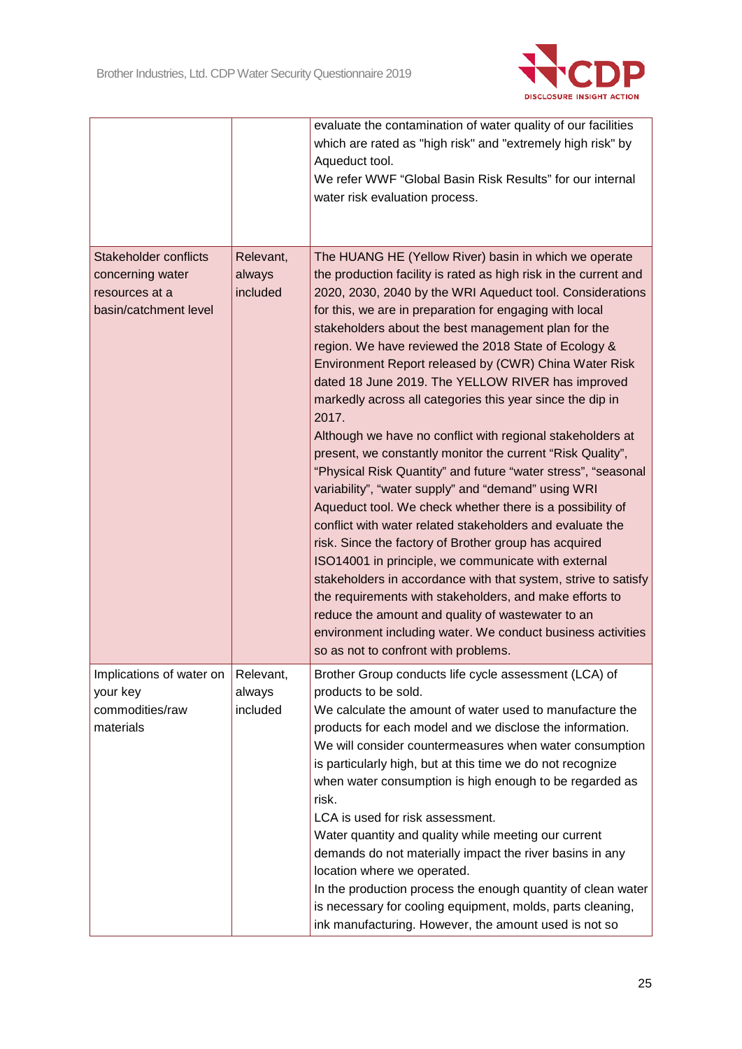| | | |
|---|---|---|
| | | evaluate the contamination of water quality of our facilities which are rated as "high risk" and "extremely high risk" by Aqueduct tool.<br>We refer WWF "Global Basin Risk Results" for our internal water risk evaluation process. |
| Stakeholder conflicts concerning water resources at a basin/catchment level | Relevant, always included | The HUANG HE (Yellow River) basin in which we operate the production facility is rated as high risk in the current and 2020, 2030, 2040 by the WRI Aqueduct tool. Considerations for this, we are in preparation for engaging with local stakeholders about the best management plan for the region. We have reviewed the 2018 State of Ecology & Environment Report released by (CWR) China Water Risk dated 18 June 2019. The YELLOW RIVER has improved markedly across all categories this year since the dip in 2017.<br>Although we have no conflict with regional stakeholders at present, we constantly monitor the current "Risk Quality", "Physical Risk Quantity" and future "water stress", "seasonal variability", "water supply" and "demand" using WRI Aqueduct tool. We check whether there is a possibility of conflict with water related stakeholders and evaluate the risk. Since the factory of Brother group has acquired ISO14001 in principle, we communicate with external stakeholders in accordance with that system, strive to satisfy the requirements with stakeholders, and make efforts to reduce the amount and quality of wastewater to an environment including water. We conduct business activities so as not to confront with problems. |
| Implications of water on your key commodities/raw materials | Relevant, always included | Brother Group conducts life cycle assessment (LCA) of products to be sold.<br>We calculate the amount of water used to manufacture the products for each model and we disclose the information. We will consider countermeasures when water consumption is particularly high, but at this time we do not recognize when water consumption is high enough to be regarded as risk.<br>LCA is used for risk assessment.<br>Water quantity and quality while meeting our current demands do not materially impact the river basins in any location where we operated.<br>In the production process the enough quantity of clean water is necessary for cooling equipment, molds, parts cleaning, ink manufacturing. However, the amount used is not so |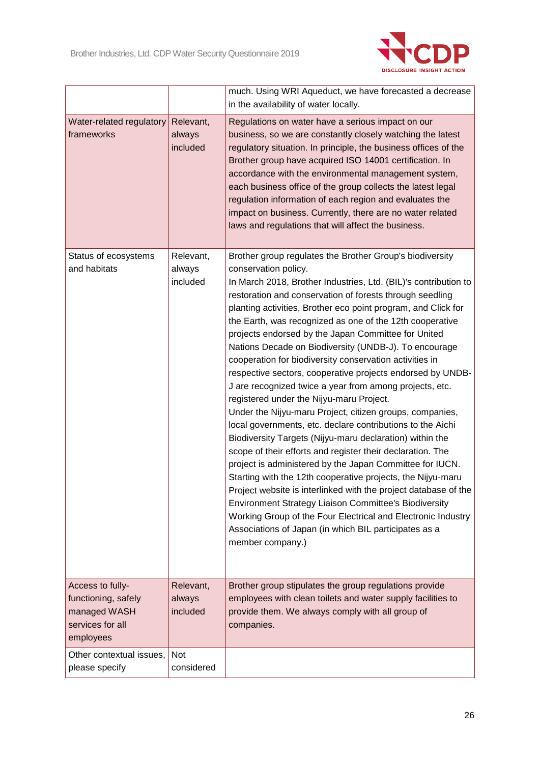| | | |
|---|---|---|
| | | much. Using WRI Aqueduct, we have forecasted a decrease in the availability of water locally. |
| Water-related regulatory frameworks | Relevant, always included | Regulations on water have a serious impact on our business, so we are constantly closely watching the latest regulatory situation. In principle, the business offices of the Brother group have acquired ISO 14001 certification. In accordance with the environmental management system, each business office of the group collects the latest legal regulation information of each region and evaluates the impact on business. Currently, there are no water related laws and regulations that will affect the business. |
| Status of ecosystems and habitats | Relevant, always included | Brother group regulates the Brother Group's biodiversity conservation policy.<br>In March 2018, Brother Industries, Ltd. (BIL)'s contribution to restoration and conservation of forests through seedling planting activities, Brother eco point program, and Click for the Earth, was recognized as one of the 12th cooperative projects endorsed by the Japan Committee for United Nations Decade on Biodiversity (UNDB-J). To encourage cooperation for biodiversity conservation activities in respective sectors, cooperative projects endorsed by UNDB-J are recognized twice a year from among projects, etc. registered under the Nijyu-maru Project.<br>Under the Nijyu-maru Project, citizen groups, companies, local governments, etc. declare contributions to the Aichi Biodiversity Targets (Nijyu-maru declaration) within the scope of their efforts and register their declaration. The project is administered by the Japan Committee for IUCN. Starting with the 12th cooperative projects, the Nijyu-maru Project website is interlinked with the project database of the Environment Strategy Liaison Committee's Biodiversity Working Group of the Four Electrical and Electronic Industry Associations of Japan (in which BIL participates as a member company.) |
| Access to fully-functioning, safely managed WASH services for all employees | Relevant, always included | Brother group stipulates the group regulations provide employees with clean toilets and water supply facilities to provide them. We always comply with all group of companies. |
| Other contextual issues, please specify | Not considered | |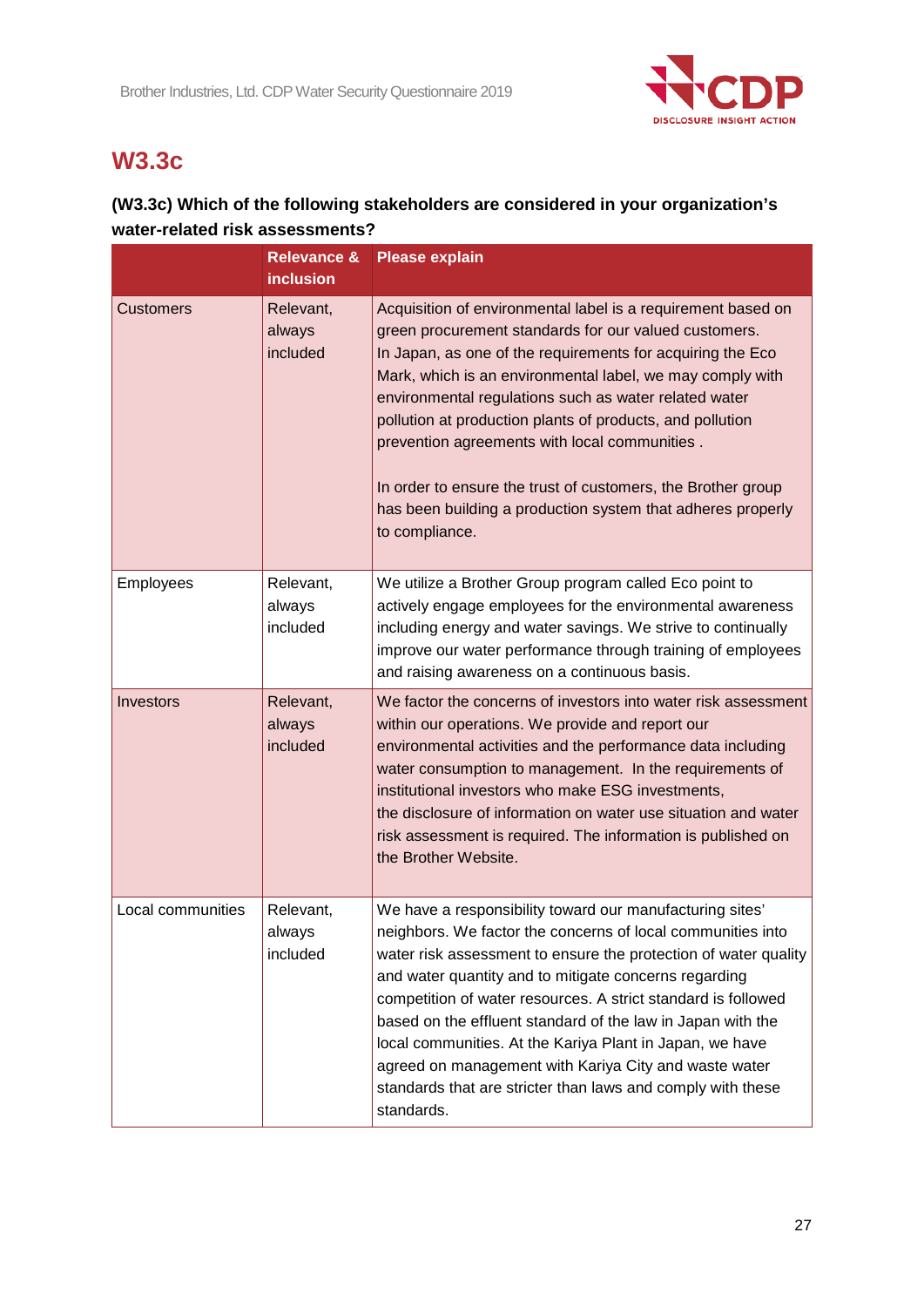## W3.3c

**(W3.3c) Which of the following stakeholders are considered in your organization's water-related risk assessments?**

| | Relevance & inclusion | Please explain |
|---|---|---|
| Customers | Relevant, always included | Acquisition of environmental label is a requirement based on green procurement standards for our valued customers.<br>In Japan, as one of the requirements for acquiring the Eco Mark, which is an environmental label, we may comply with environmental regulations such as water related water pollution at production plants of products, and pollution prevention agreements with local communities .<br><br>In order to ensure the trust of customers, the Brother group has been building a production system that adheres properly to compliance. |
| Employees | Relevant, always included | We utilize a Brother Group program called Eco point to actively engage employees for the environmental awareness including energy and water savings. We strive to continually improve our water performance through training of employees and raising awareness on a continuous basis. |
| Investors | Relevant, always included | We factor the concerns of investors into water risk assessment within our operations. We provide and report our environmental activities and the performance data including water consumption to management. In the requirements of institutional investors who make ESG investments,<br>the disclosure of information on water use situation and water risk assessment is required. The information is published on the Brother Website. |
| Local communities | Relevant, always included | We have a responsibility toward our manufacturing sites' neighbors. We factor the concerns of local communities into water risk assessment to ensure the protection of water quality and water quantity and to mitigate concerns regarding competition of water resources. A strict standard is followed based on the effluent standard of the law in Japan with the local communities. At the Kariya Plant in Japan, we have agreed on management with Kariya City and waste water standards that are stricter than laws and comply with these standards. |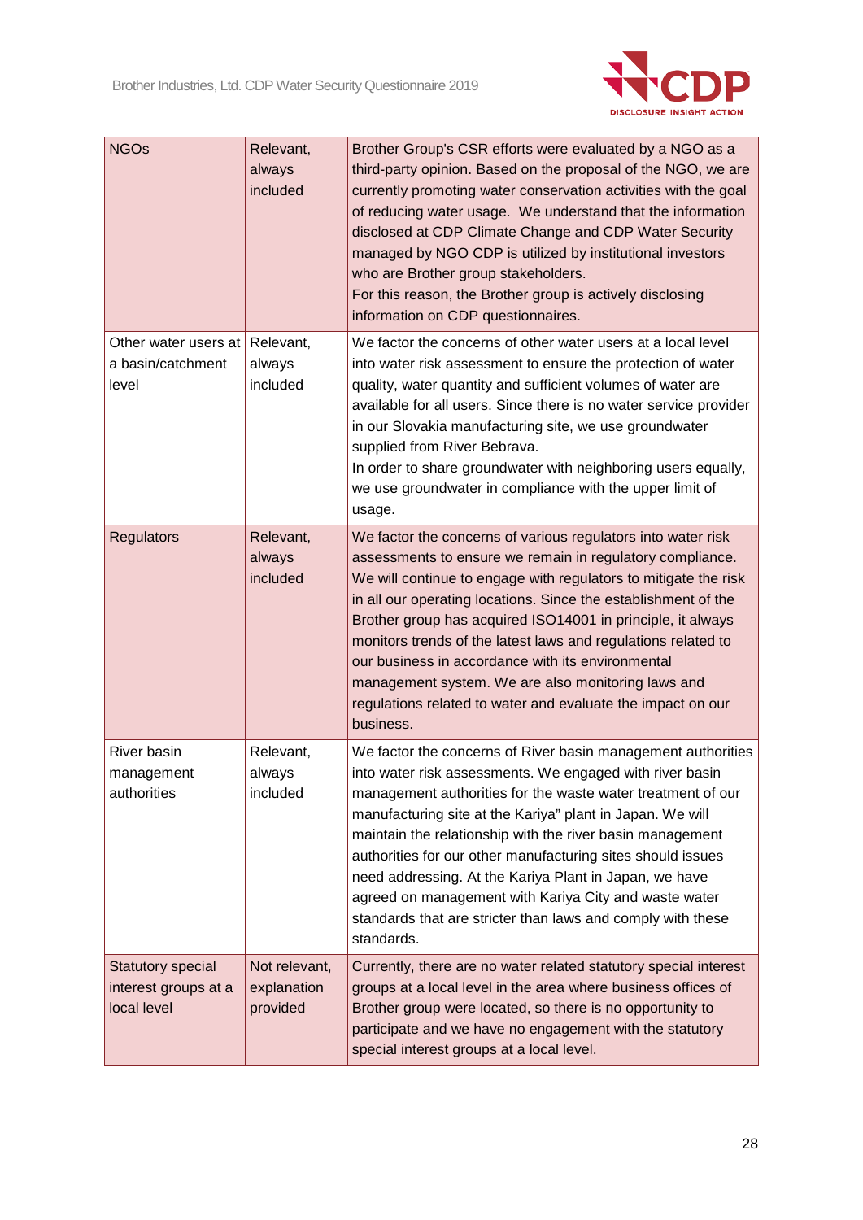| NGOs | Relevant, always included | Brother Group's CSR efforts were evaluated by a NGO as a third-party opinion. Based on the proposal of the NGO, we are currently promoting water conservation activities with the goal of reducing water usage. We understand that the information disclosed at CDP Climate Change and CDP Water Security managed by NGO CDP is utilized by institutional investors who are Brother group stakeholders.<br>For this reason, the Brother group is actively disclosing information on CDP questionnaires. |
|---|---|---|
| Other water users at a basin/catchment level | Relevant, always included | We factor the concerns of other water users at a local level into water risk assessment to ensure the protection of water quality, water quantity and sufficient volumes of water are available for all users. Since there is no water service provider in our Slovakia manufacturing site, we use groundwater supplied from River Bebrava.<br>In order to share groundwater with neighboring users equally, we use groundwater in compliance with the upper limit of usage. |
| Regulators | Relevant, always included | We factor the concerns of various regulators into water risk assessments to ensure we remain in regulatory compliance. We will continue to engage with regulators to mitigate the risk in all our operating locations. Since the establishment of the Brother group has acquired ISO14001 in principle, it always monitors trends of the latest laws and regulations related to our business in accordance with its environmental management system. We are also monitoring laws and regulations related to water and evaluate the impact on our business. |
| River basin management authorities | Relevant, always included | We factor the concerns of River basin management authorities into water risk assessments. We engaged with river basin management authorities for the waste water treatment of our manufacturing site at the Kariya" plant in Japan. We will maintain the relationship with the river basin management authorities for our other manufacturing sites should issues need addressing. At the Kariya Plant in Japan, we have agreed on management with Kariya City and waste water standards that are stricter than laws and comply with these standards. |
| Statutory special interest groups at a local level | Not relevant, explanation provided | Currently, there are no water related statutory special interest groups at a local level in the area where business offices of Brother group were located, so there is no opportunity to participate and we have no engagement with the statutory special interest groups at a local level. |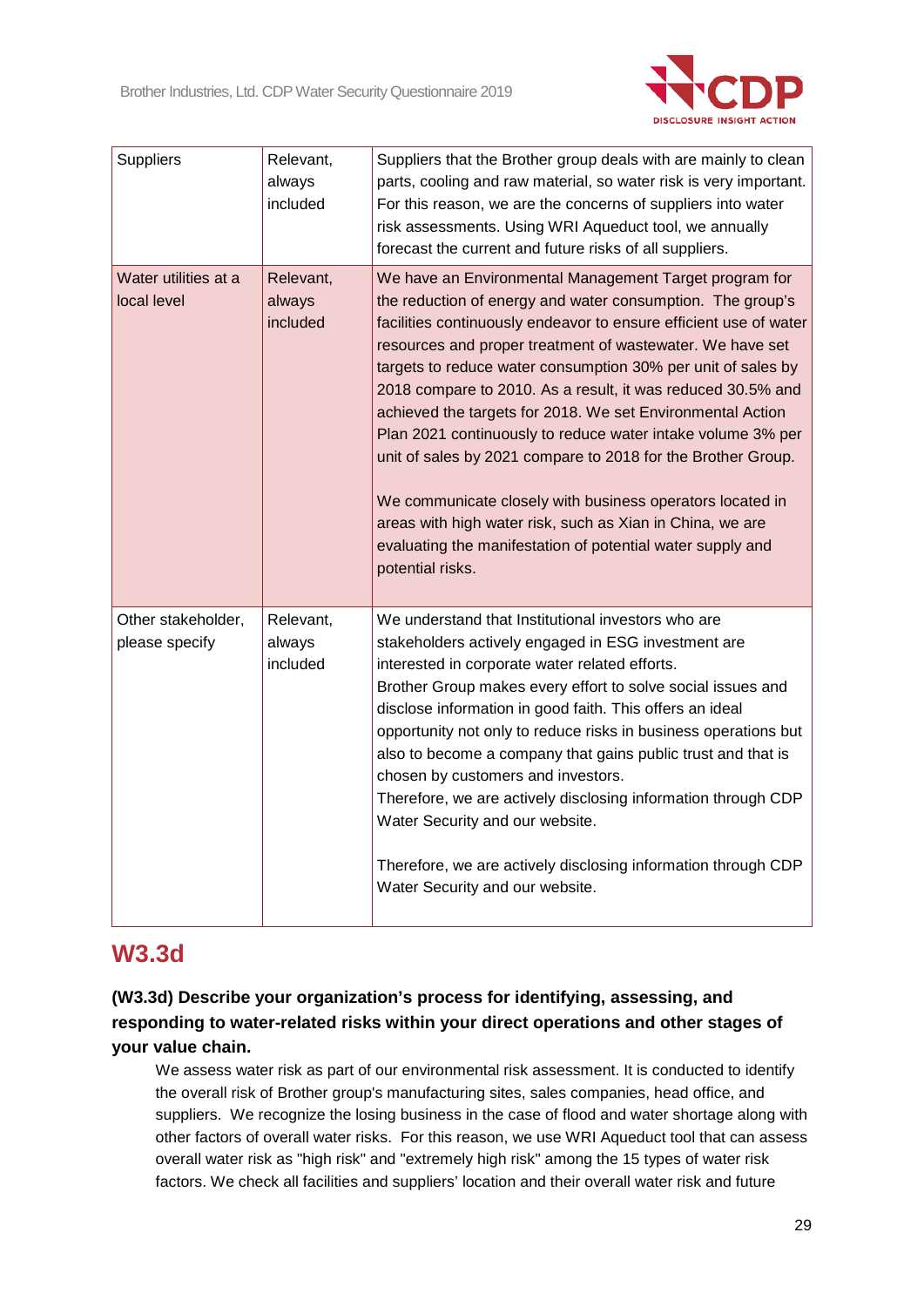| | | |
|---|---|---|
| Suppliers | Relevant, always included | Suppliers that the Brother group deals with are mainly to clean parts, cooling and raw material, so water risk is very important. For this reason, we are the concerns of suppliers into water risk assessments. Using WRI Aqueduct tool, we annually forecast the current and future risks of all suppliers. |
| Water utilities at a local level | Relevant, always included | We have an Environmental Management Target program for the reduction of energy and water consumption. The group's facilities continuously endeavor to ensure efficient use of water resources and proper treatment of wastewater. We have set targets to reduce water consumption 30% per unit of sales by 2018 compare to 2010. As a result, it was reduced 30.5% and achieved the targets for 2018. We set Environmental Action Plan 2021 continuously to reduce water intake volume 3% per unit of sales by 2021 compare to 2018 for the Brother Group.<br><br>We communicate closely with business operators located in areas with high water risk, such as Xian in China, we are evaluating the manifestation of potential water supply and potential risks. |
| Other stakeholder, please specify | Relevant, always included | We understand that Institutional investors who are stakeholders actively engaged in ESG investment are interested in corporate water related efforts.<br>Brother Group makes every effort to solve social issues and disclose information in good faith. This offers an ideal opportunity not only to reduce risks in business operations but also to become a company that gains public trust and that is chosen by customers and investors.<br>Therefore, we are actively disclosing information through CDP Water Security and our website.<br><br>Therefore, we are actively disclosing information through CDP Water Security and our website. |

## W3.3d

**(W3.3d) Describe your organization's process for identifying, assessing, and responding to water-related risks within your direct operations and other stages of your value chain.**

We assess water risk as part of our environmental risk assessment. It is conducted to identify the overall risk of Brother group's manufacturing sites, sales companies, head office, and suppliers. We recognize the losing business in the case of flood and water shortage along with other factors of overall water risks. For this reason, we use WRI Aqueduct tool that can assess overall water risk as "high risk" and "extremely high risk" among the 15 types of water risk factors. We check all facilities and suppliers' location and their overall water risk and future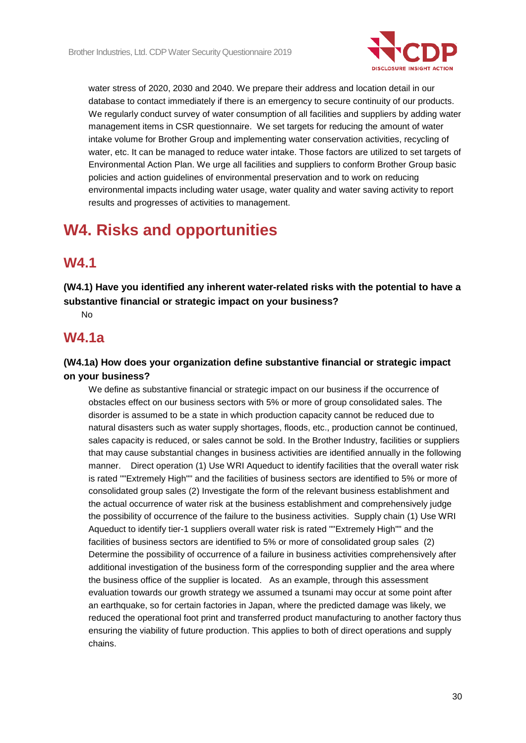water stress of 2020, 2030 and 2040. We prepare their address and location detail in our database to contact immediately if there is an emergency to secure continuity of our products. We regularly conduct survey of water consumption of all facilities and suppliers by adding water management items in CSR questionnaire. We set targets for reducing the amount of water intake volume for Brother Group and implementing water conservation activities, recycling of water, etc. It can be managed to reduce water intake. Those factors are utilized to set targets of Environmental Action Plan. We urge all facilities and suppliers to conform Brother Group basic policies and action guidelines of environmental preservation and to work on reducing environmental impacts including water usage, water quality and water saving activity to report results and progresses of activities to management.

# W4. Risks and opportunities

## W4.1

**(W4.1) Have you identified any inherent water-related risks with the potential to have a substantive financial or strategic impact on your business?**

No

## W4.1a

**(W4.1a) How does your organization define substantive financial or strategic impact on your business?**

We define as substantive financial or strategic impact on our business if the occurrence of obstacles effect on our business sectors with 5% or more of group consolidated sales. The disorder is assumed to be a state in which production capacity cannot be reduced due to natural disasters such as water supply shortages, floods, etc., production cannot be continued, sales capacity is reduced, or sales cannot be sold. In the Brother Industry, facilities or suppliers that may cause substantial changes in business activities are identified annually in the following manner. Direct operation (1) Use WRI Aqueduct to identify facilities that the overall water risk is rated ""Extremely High"" and the facilities of business sectors are identified to 5% or more of consolidated group sales (2) Investigate the form of the relevant business establishment and the actual occurrence of water risk at the business establishment and comprehensively judge the possibility of occurrence of the failure to the business activities. Supply chain (1) Use WRI Aqueduct to identify tier-1 suppliers overall water risk is rated ""Extremely High"" and the facilities of business sectors are identified to 5% or more of consolidated group sales (2) Determine the possibility of occurrence of a failure in business activities comprehensively after additional investigation of the business form of the corresponding supplier and the area where the business office of the supplier is located. As an example, through this assessment evaluation towards our growth strategy we assumed a tsunami may occur at some point after an earthquake, so for certain factories in Japan, where the predicted damage was likely, we reduced the operational foot print and transferred product manufacturing to another factory thus ensuring the viability of future production. This applies to both of direct operations and supply chains.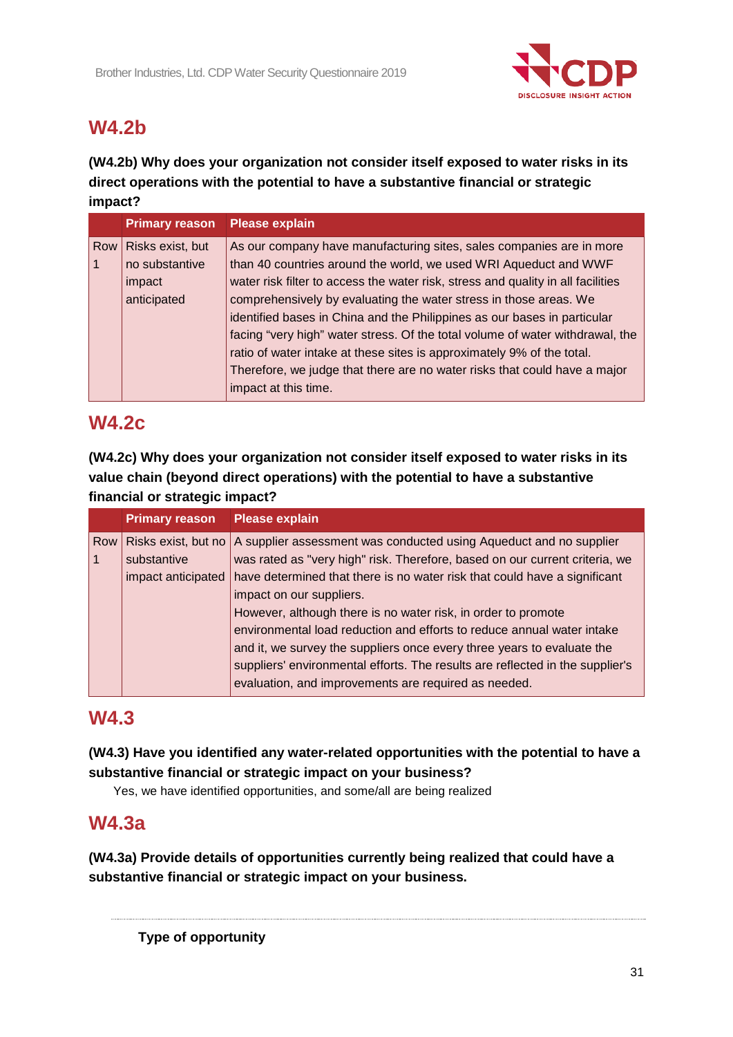## W4.2b

**(W4.2b) Why does your organization not consider itself exposed to water risks in its direct operations with the potential to have a substantive financial or strategic impact?**

| | Primary reason | Please explain |
|---|---|---|
| Row 1 | Risks exist, but no substantive impact anticipated | As our company have manufacturing sites, sales companies are in more than 40 countries around the world, we used WRI Aqueduct and WWF water risk filter to access the water risk, stress and quality in all facilities comprehensively by evaluating the water stress in those areas. We identified bases in China and the Philippines as our bases in particular facing "very high" water stress. Of the total volume of water withdrawal, the ratio of water intake at these sites is approximately 9% of the total. Therefore, we judge that there are no water risks that could have a major impact at this time. |

## W4.2c

**(W4.2c) Why does your organization not consider itself exposed to water risks in its value chain (beyond direct operations) with the potential to have a substantive financial or strategic impact?**

| | Primary reason | Please explain |
|---|---|---|
| Row 1 | Risks exist, but no substantive impact anticipated | A supplier assessment was conducted using Aqueduct and no supplier was rated as "very high" risk. Therefore, based on our current criteria, we have determined that there is no water risk that could have a significant impact on our suppliers.<br>However, although there is no water risk, in order to promote environmental load reduction and efforts to reduce annual water intake and it, we survey the suppliers once every three years to evaluate the suppliers' environmental efforts. The results are reflected in the supplier's evaluation, and improvements are required as needed. |

## W4.3

**(W4.3) Have you identified any water-related opportunities with the potential to have a substantive financial or strategic impact on your business?**

Yes, we have identified opportunities, and some/all are being realized

## W4.3a

**(W4.3a) Provide details of opportunities currently being realized that could have a substantive financial or strategic impact on your business.**

---

**Type of opportunity**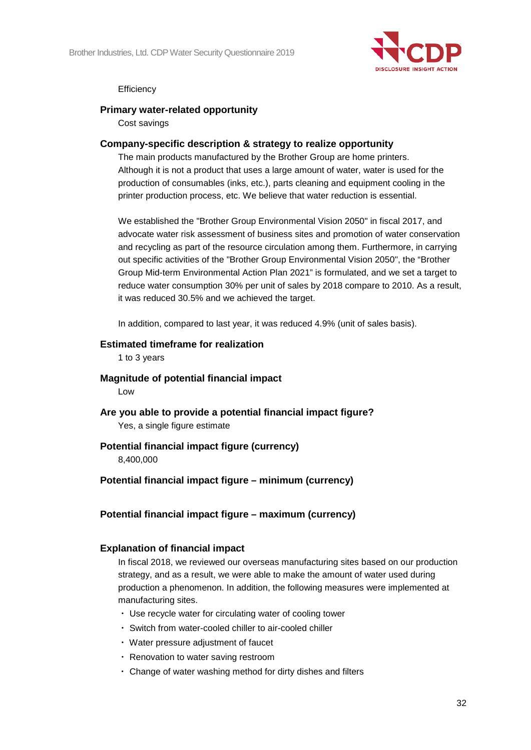Efficiency

**Primary water-related opportunity**

Cost savings

**Company-specific description & strategy to realize opportunity**

The main products manufactured by the Brother Group are home printers. Although it is not a product that uses a large amount of water, water is used for the production of consumables (inks, etc.), parts cleaning and equipment cooling in the printer production process, etc. We believe that water reduction is essential.

We established the "Brother Group Environmental Vision 2050" in fiscal 2017, and advocate water risk assessment of business sites and promotion of water conservation and recycling as part of the resource circulation among them. Furthermore, in carrying out specific activities of the "Brother Group Environmental Vision 2050", the "Brother Group Mid-term Environmental Action Plan 2021" is formulated, and we set a target to reduce water consumption 30% per unit of sales by 2018 compare to 2010. As a result, it was reduced 30.5% and we achieved the target.

In addition, compared to last year, it was reduced 4.9% (unit of sales basis).

**Estimated timeframe for realization**

1 to 3 years

**Magnitude of potential financial impact**

Low

**Are you able to provide a potential financial impact figure?**

Yes, a single figure estimate

**Potential financial impact figure (currency)**

8,400,000

**Potential financial impact figure – minimum (currency)**

**Potential financial impact figure – maximum (currency)**

**Explanation of financial impact**

In fiscal 2018, we reviewed our overseas manufacturing sites based on our production strategy, and as a result, we were able to make the amount of water used during production a phenomenon. In addition, the following measures were implemented at manufacturing sites.

- Use recycle water for circulating water of cooling tower
- Switch from water-cooled chiller to air-cooled chiller
- Water pressure adjustment of faucet
- Renovation to water saving restroom
- Change of water washing method for dirty dishes and filters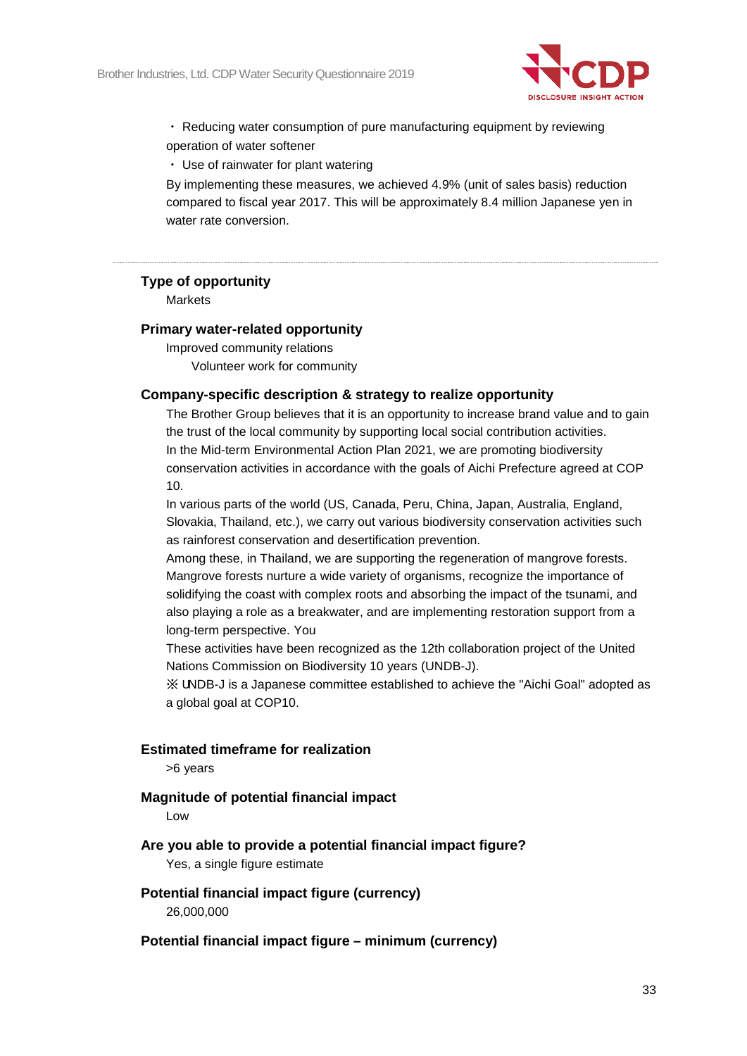・ Reducing water consumption of pure manufacturing equipment by reviewing operation of water softener

・ Use of rainwater for plant watering

By implementing these measures, we achieved 4.9% (unit of sales basis) reduction compared to fiscal year 2017. This will be approximately 8.4 million Japanese yen in water rate conversion.

---

**Type of opportunity**

Markets

**Primary water-related opportunity**

Improved community relations

Volunteer work for community

**Company-specific description & strategy to realize opportunity**

The Brother Group believes that it is an opportunity to increase brand value and to gain the trust of the local community by supporting local social contribution activities.

In the Mid-term Environmental Action Plan 2021, we are promoting biodiversity conservation activities in accordance with the goals of Aichi Prefecture agreed at COP 10.

In various parts of the world (US, Canada, Peru, China, Japan, Australia, England, Slovakia, Thailand, etc.), we carry out various biodiversity conservation activities such as rainforest conservation and desertification prevention.

Among these, in Thailand, we are supporting the regeneration of mangrove forests. Mangrove forests nurture a wide variety of organisms, recognize the importance of solidifying the coast with complex roots and absorbing the impact of the tsunami, and also playing a role as a breakwater, and are implementing restoration support from a long-term perspective. You

These activities have been recognized as the 12th collaboration project of the United Nations Commission on Biodiversity 10 years (UNDB-J).

※ UNDB-J is a Japanese committee established to achieve the "Aichi Goal" adopted as a global goal at COP10.

**Estimated timeframe for realization**

>6 years

**Magnitude of potential financial impact**

Low

**Are you able to provide a potential financial impact figure?**

Yes, a single figure estimate

**Potential financial impact figure (currency)**

26,000,000

**Potential financial impact figure – minimum (currency)**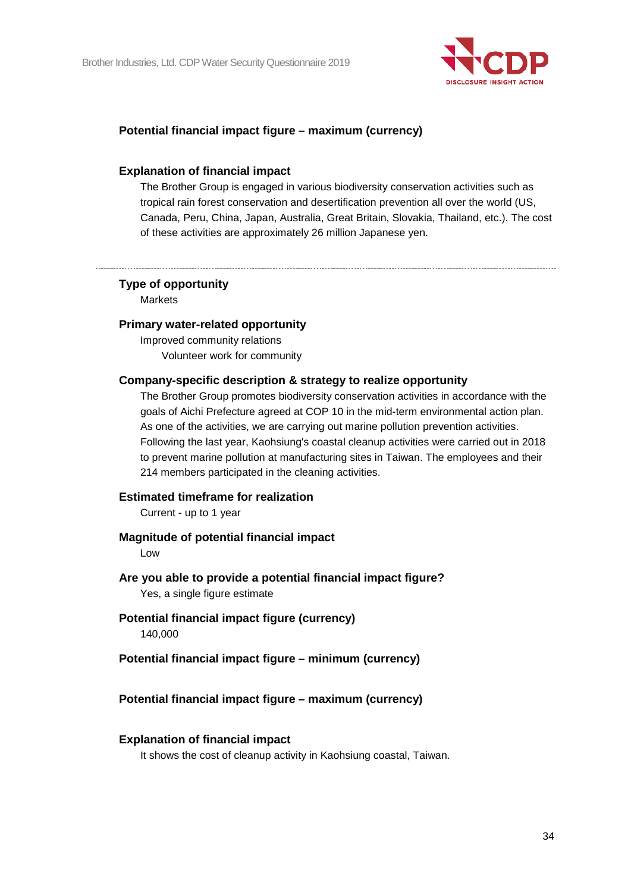**Potential financial impact figure – maximum (currency)**

**Explanation of financial impact**

The Brother Group is engaged in various biodiversity conservation activities such as tropical rain forest conservation and desertification prevention all over the world (US, Canada, Peru, China, Japan, Australia, Great Britain, Slovakia, Thailand, etc.). The cost of these activities are approximately 26 million Japanese yen.

---

**Type of opportunity**

Markets

**Primary water-related opportunity**

Improved community relations

Volunteer work for community

**Company-specific description & strategy to realize opportunity**

The Brother Group promotes biodiversity conservation activities in accordance with the goals of Aichi Prefecture agreed at COP 10 in the mid-term environmental action plan. As one of the activities, we are carrying out marine pollution prevention activities. Following the last year, Kaohsiung's coastal cleanup activities were carried out in 2018 to prevent marine pollution at manufacturing sites in Taiwan. The employees and their 214 members participated in the cleaning activities.

**Estimated timeframe for realization**

Current - up to 1 year

**Magnitude of potential financial impact**

Low

**Are you able to provide a potential financial impact figure?**

Yes, a single figure estimate

**Potential financial impact figure (currency)**

140,000

**Potential financial impact figure – minimum (currency)**

**Potential financial impact figure – maximum (currency)**

**Explanation of financial impact**

It shows the cost of cleanup activity in Kaohsiung coastal, Taiwan.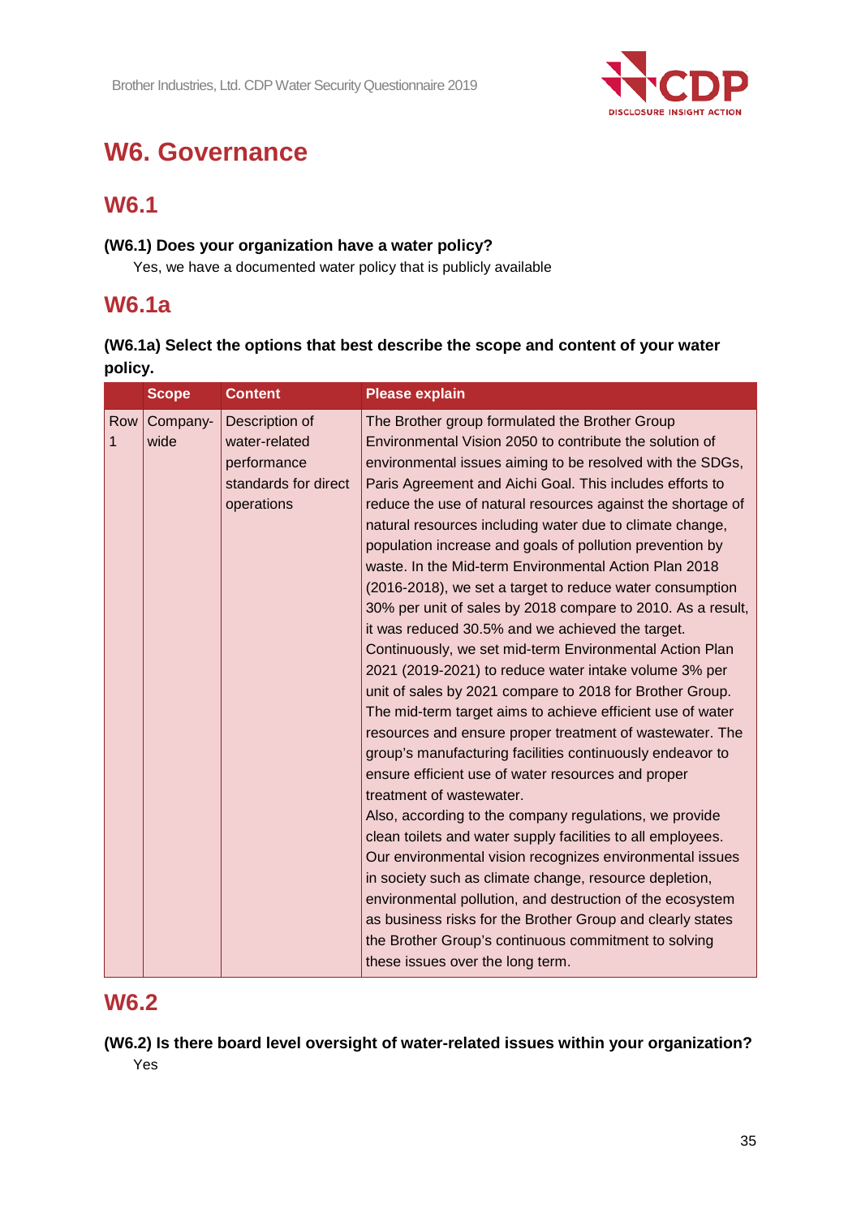# W6. Governance

## W6.1

**(W6.1) Does your organization have a water policy?**

Yes, we have a documented water policy that is publicly available

## W6.1a

**(W6.1a) Select the options that best describe the scope and content of your water policy.**

| | Scope | Content | Please explain |
|---|---|---|---|
| Row 1 | Company-wide | Description of water-related performance standards for direct operations | The Brother group formulated the Brother Group Environmental Vision 2050 to contribute the solution of environmental issues aiming to be resolved with the SDGs, Paris Agreement and Aichi Goal. This includes efforts to reduce the use of natural resources against the shortage of natural resources including water due to climate change, population increase and goals of pollution prevention by waste. In the Mid-term Environmental Action Plan 2018 (2016-2018), we set a target to reduce water consumption 30% per unit of sales by 2018 compare to 2010. As a result, it was reduced 30.5% and we achieved the target. Continuously, we set mid-term Environmental Action Plan 2021 (2019-2021) to reduce water intake volume 3% per unit of sales by 2021 compare to 2018 for Brother Group. The mid-term target aims to achieve efficient use of water resources and ensure proper treatment of wastewater. The group's manufacturing facilities continuously endeavor to ensure efficient use of water resources and proper treatment of wastewater.<br>Also, according to the company regulations, we provide clean toilets and water supply facilities to all employees. Our environmental vision recognizes environmental issues in society such as climate change, resource depletion, environmental pollution, and destruction of the ecosystem as business risks for the Brother Group and clearly states the Brother Group's continuous commitment to solving these issues over the long term. |

## W6.2

**(W6.2) Is there board level oversight of water-related issues within your organization?**

Yes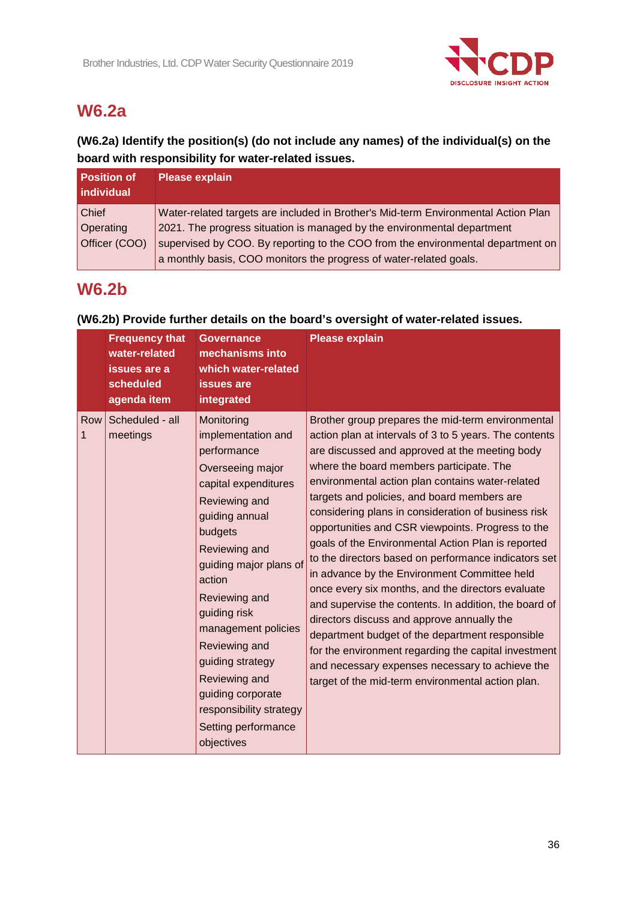## W6.2a

**(W6.2a) Identify the position(s) (do not include any names) of the individual(s) on the board with responsibility for water-related issues.**

| Position of individual | Please explain |
|---|---|
| Chief Operating Officer (COO) | Water-related targets are included in Brother's Mid-term Environmental Action Plan 2021. The progress situation is managed by the environmental department supervised by COO. By reporting to the COO from the environmental department on a monthly basis, COO monitors the progress of water-related goals. |

## W6.2b

**(W6.2b) Provide further details on the board's oversight of water-related issues.**

| | Frequency that water-related issues are a scheduled agenda item | Governance mechanisms into which water-related issues are integrated | Please explain |
|---|---|---|---|
| Row 1 | Scheduled - all meetings | Monitoring implementation and performance<br>Overseeing major capital expenditures<br>Reviewing and guiding annual budgets<br>Reviewing and guiding major plans of action<br>Reviewing and guiding risk management policies<br>Reviewing and guiding strategy<br>Reviewing and guiding corporate responsibility strategy<br>Setting performance objectives | Brother group prepares the mid-term environmental action plan at intervals of 3 to 5 years. The contents are discussed and approved at the meeting body where the board members participate. The environmental action plan contains water-related targets and policies, and board members are considering plans in consideration of business risk opportunities and CSR viewpoints. Progress to the goals of the Environmental Action Plan is reported to the directors based on performance indicators set in advance by the Environment Committee held once every six months, and the directors evaluate and supervise the contents. In addition, the board of directors discuss and approve annually the department budget of the department responsible for the environment regarding the capital investment and necessary expenses necessary to achieve the target of the mid-term environmental action plan. |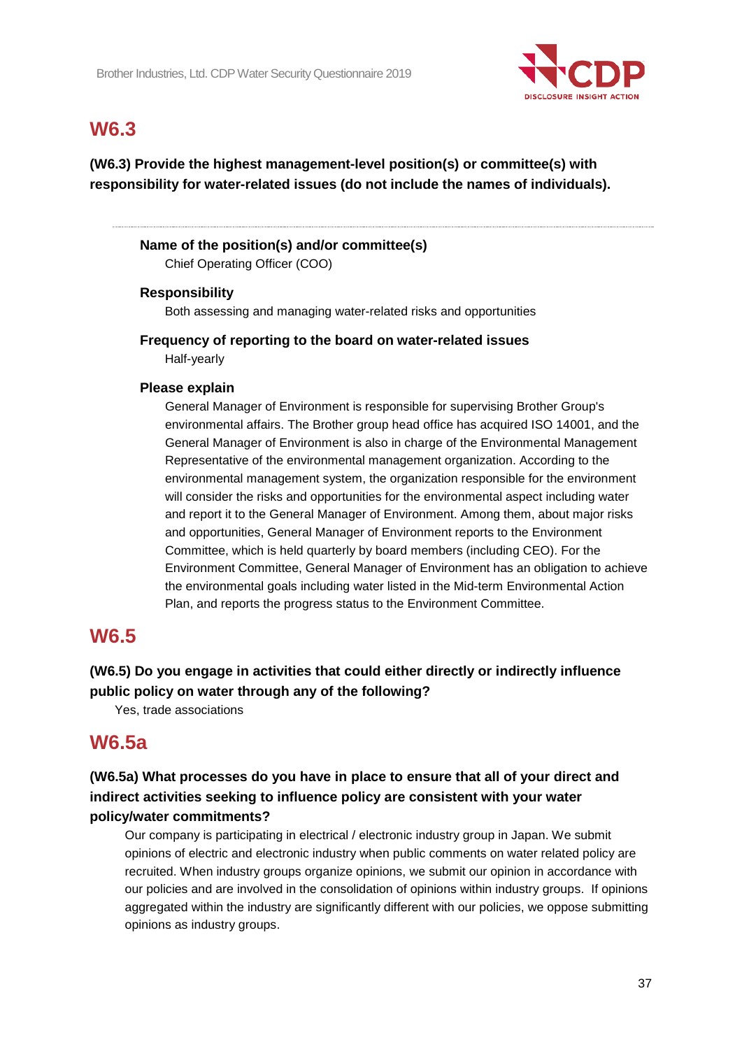## W6.3

**(W6.3) Provide the highest management-level position(s) or committee(s) with responsibility for water-related issues (do not include the names of individuals).**

**Name of the position(s) and/or committee(s)**
Chief Operating Officer (COO)

**Responsibility**
Both assessing and managing water-related risks and opportunities

**Frequency of reporting to the board on water-related issues**
Half-yearly

**Please explain**
General Manager of Environment is responsible for supervising Brother Group's environmental affairs. The Brother group head office has acquired ISO 14001, and the General Manager of Environment is also in charge of the Environmental Management Representative of the environmental management organization. According to the environmental management system, the organization responsible for the environment will consider the risks and opportunities for the environmental aspect including water and report it to the General Manager of Environment. Among them, about major risks and opportunities, General Manager of Environment reports to the Environment Committee, which is held quarterly by board members (including CEO). For the Environment Committee, General Manager of Environment has an obligation to achieve the environmental goals including water listed in the Mid-term Environmental Action Plan, and reports the progress status to the Environment Committee.

## W6.5

**(W6.5) Do you engage in activities that could either directly or indirectly influence public policy on water through any of the following?**

Yes, trade associations

## W6.5a

**(W6.5a) What processes do you have in place to ensure that all of your direct and indirect activities seeking to influence policy are consistent with your water policy/water commitments?**

Our company is participating in electrical / electronic industry group in Japan. We submit opinions of electric and electronic industry when public comments on water related policy are recruited. When industry groups organize opinions, we submit our opinion in accordance with our policies and are involved in the consolidation of opinions within industry groups. If opinions aggregated within the industry are significantly different with our policies, we oppose submitting opinions as industry groups.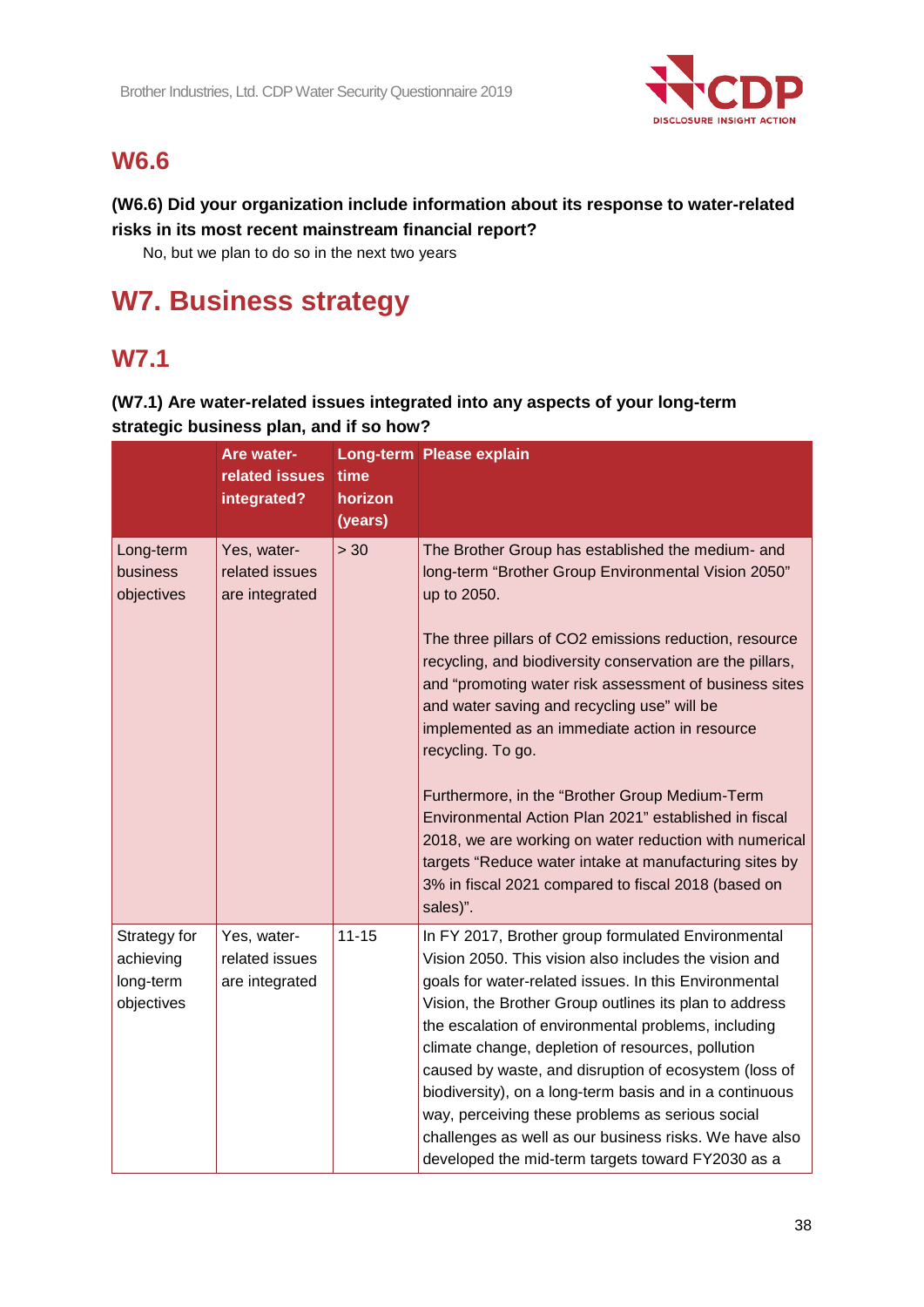## W6.6

**(W6.6) Did your organization include information about its response to water-related risks in its most recent mainstream financial report?**

No, but we plan to do so in the next two years

# W7. Business strategy

## W7.1

**(W7.1) Are water-related issues integrated into any aspects of your long-term strategic business plan, and if so how?**

| | Are water-related issues integrated? | Long-term time horizon (years) | Please explain |
|---|---|---|---|
| Long-term business objectives | Yes, water-related issues are integrated | > 30 | The Brother Group has established the medium- and long-term “Brother Group Environmental Vision 2050” up to 2050.<br><br>The three pillars of CO2 emissions reduction, resource recycling, and biodiversity conservation are the pillars, and “promoting water risk assessment of business sites and water saving and recycling use” will be implemented as an immediate action in resource recycling. To go.<br><br>Furthermore, in the “Brother Group Medium-Term Environmental Action Plan 2021” established in fiscal 2018, we are working on water reduction with numerical targets “Reduce water intake at manufacturing sites by 3% in fiscal 2021 compared to fiscal 2018 (based on sales)”. |
| Strategy for achieving long-term objectives | Yes, water-related issues are integrated | 11-15 | In FY 2017, Brother group formulated Environmental Vision 2050. This vision also includes the vision and goals for water-related issues. In this Environmental Vision, the Brother Group outlines its plan to address the escalation of environmental problems, including climate change, depletion of resources, pollution caused by waste, and disruption of ecosystem (loss of biodiversity), on a long-term basis and in a continuous way, perceiving these problems as serious social challenges as well as our business risks. We have also developed the mid-term targets toward FY2030 as a |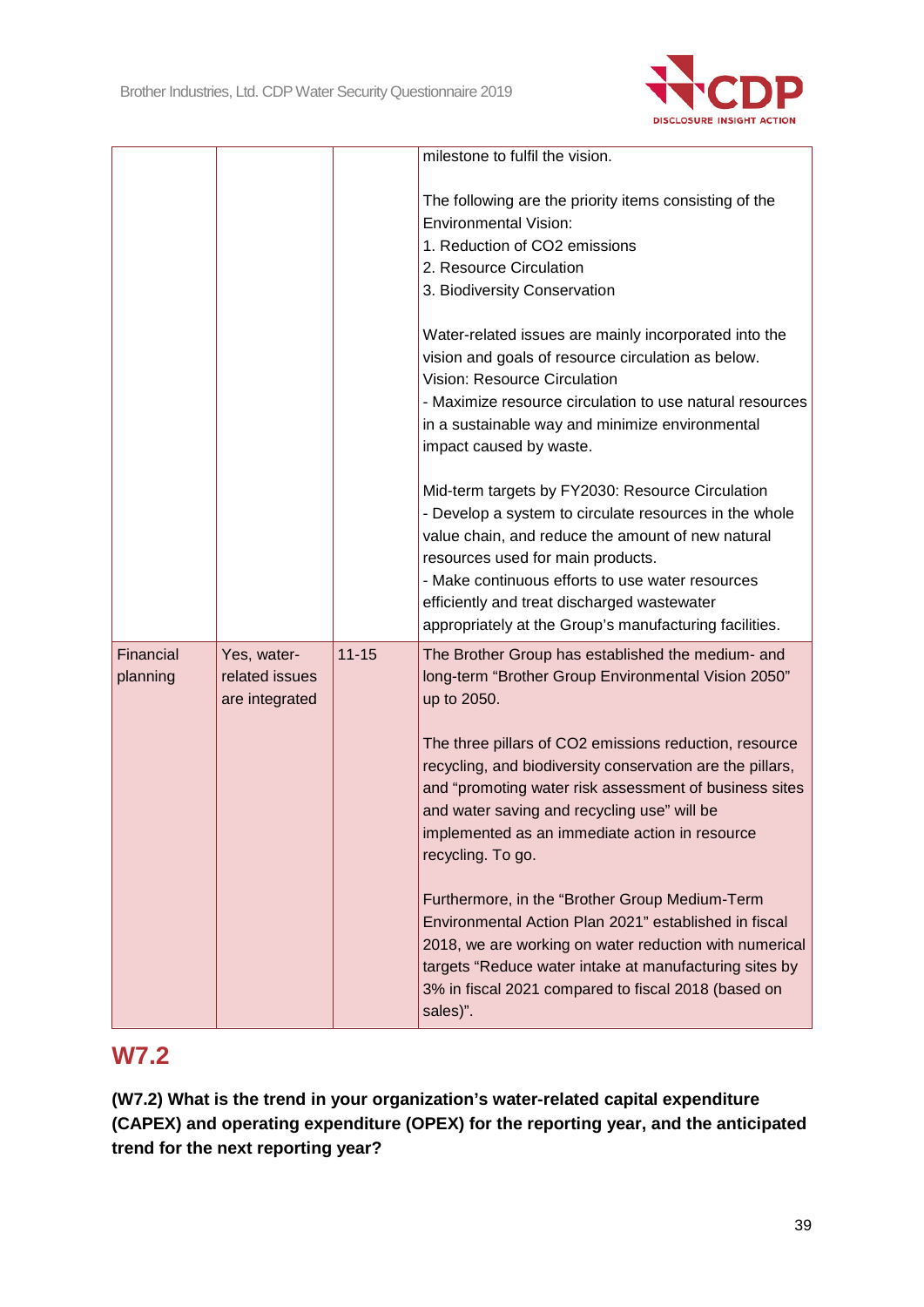| | | | |
|---|---|---|---|
| | | | milestone to fulfil the vision.<br><br>The following are the priority items consisting of the Environmental Vision:<br>1. Reduction of $CO_2$ emissions<br>2. Resource Circulation<br>3. Biodiversity Conservation<br><br>Water-related issues are mainly incorporated into the vision and goals of resource circulation as below.<br>Vision: Resource Circulation<br>- Maximize resource circulation to use natural resources in a sustainable way and minimize environmental impact caused by waste.<br><br>Mid-term targets by FY2030: Resource Circulation<br>- Develop a system to circulate resources in the whole value chain, and reduce the amount of new natural resources used for main products.<br>- Make continuous efforts to use water resources efficiently and treat discharged wastewater appropriately at the Group's manufacturing facilities. |
| Financial planning | Yes, water-related issues are integrated | 11-15 | The Brother Group has established the medium- and long-term "Brother Group Environmental Vision 2050" up to 2050.<br><br>The three pillars of $CO_2$ emissions reduction, resource recycling, and biodiversity conservation are the pillars, and "promoting water risk assessment of business sites and water saving and recycling use" will be implemented as an immediate action in resource recycling. To go.<br><br>Furthermore, in the "Brother Group Medium-Term Environmental Action Plan 2021" established in fiscal 2018, we are working on water reduction with numerical targets "Reduce water intake at manufacturing sites by 3% in fiscal 2021 compared to fiscal 2018 (based on sales)". |

## W7.2

**(W7.2) What is the trend in your organization's water-related capital expenditure (CAPEX) and operating expenditure (OPEX) for the reporting year, and the anticipated trend for the next reporting year?**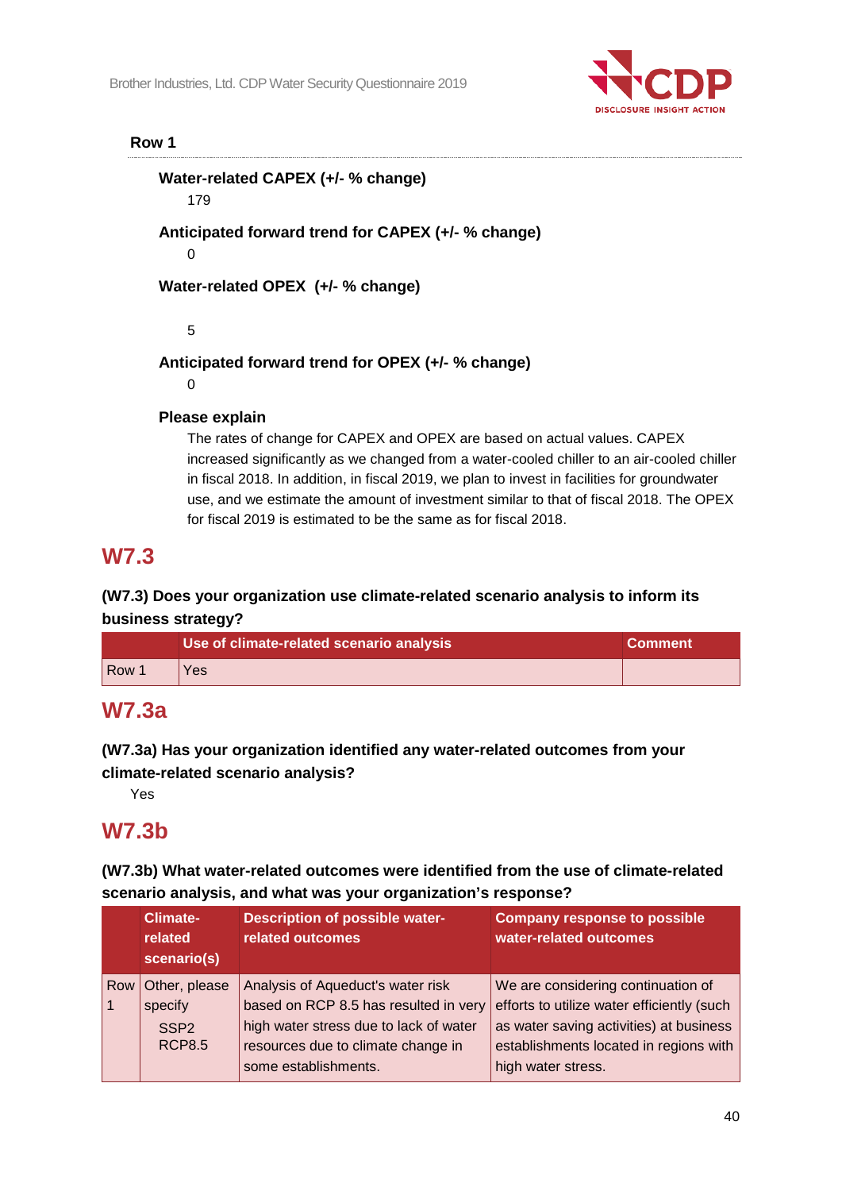### Row 1

**Water-related CAPEX (+/- % change)**

179

**Anticipated forward trend for CAPEX (+/- % change)**

0

**Water-related OPEX (+/- % change)**

5

**Anticipated forward trend for OPEX (+/- % change)**

0

**Please explain**

The rates of change for CAPEX and OPEX are based on actual values. CAPEX increased significantly as we changed from a water-cooled chiller to an air-cooled chiller in fiscal 2018. In addition, in fiscal 2019, we plan to invest in facilities for groundwater use, and we estimate the amount of investment similar to that of fiscal 2018. The OPEX for fiscal 2019 is estimated to be the same as for fiscal 2018.

## W7.3

**(W7.3) Does your organization use climate-related scenario analysis to inform its business strategy?**

| | Use of climate-related scenario analysis | Comment |
|---|---|---|
| Row 1 | Yes | |

## W7.3a

**(W7.3a) Has your organization identified any water-related outcomes from your climate-related scenario analysis?**

Yes

## W7.3b

**(W7.3b) What water-related outcomes were identified from the use of climate-related scenario analysis, and what was your organization's response?**

| | Climate-related scenario(s) | Description of possible water-related outcomes | Company response to possible water-related outcomes |
|---|---|---|---|
| Row 1 | Other, please specify<br>SSP2<br>RCP8.5 | Analysis of Aqueduct's water risk based on RCP 8.5 has resulted in very high water stress due to lack of water resources due to climate change in some establishments. | We are considering continuation of efforts to utilize water efficiently (such as water saving activities) at business establishments located in regions with high water stress. |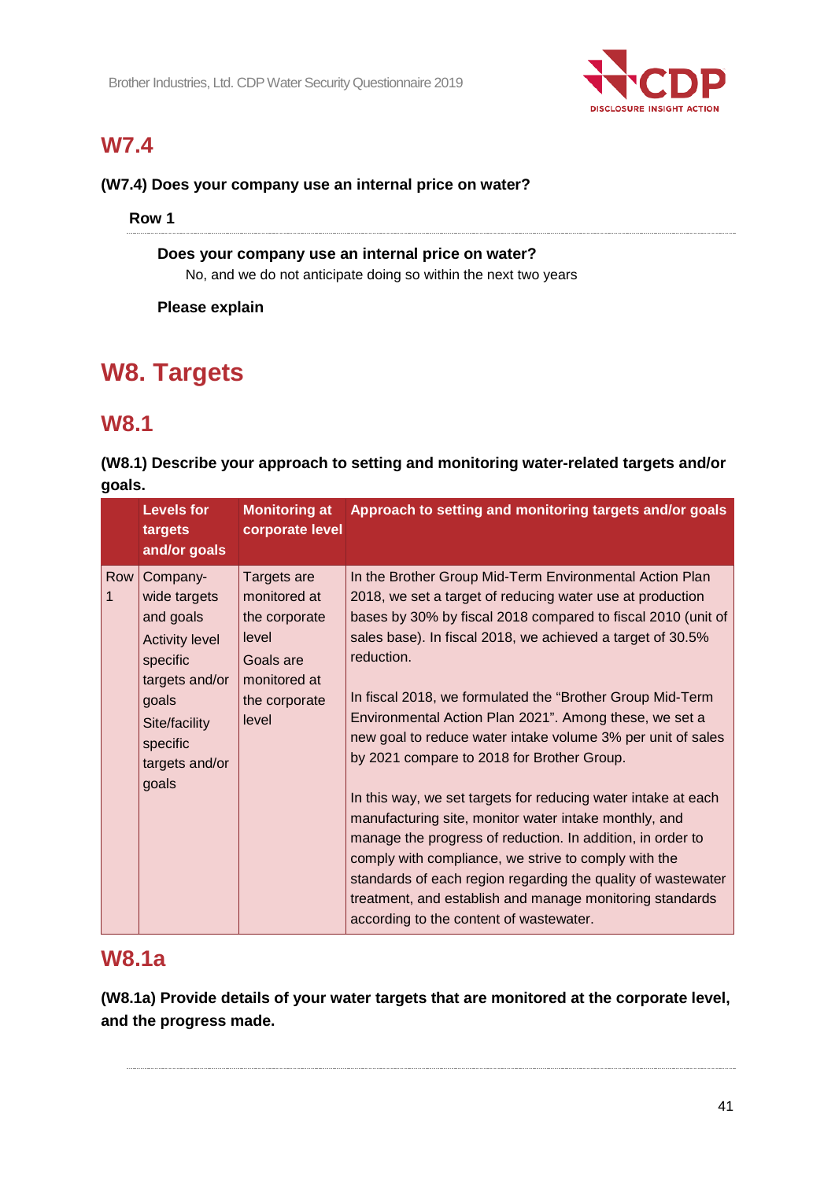## W7.4

**(W7.4) Does your company use an internal price on water?**

**Row 1**

**Does your company use an internal price on water?**

No, and we do not anticipate doing so within the next two years

**Please explain**

# W8. Targets

## W8.1

**(W8.1) Describe your approach to setting and monitoring water-related targets and/or goals.**

| | Levels for targets and/or goals | Monitoring at corporate level | Approach to setting and monitoring targets and/or goals |
|---|---|---|---|
| Row 1 | Company-wide targets and goals<br>Activity level specific targets and/or goals<br>Site/facility specific targets and/or goals | Targets are monitored at the corporate level<br>Goals are monitored at the corporate level | In the Brother Group Mid-Term Environmental Action Plan 2018, we set a target of reducing water use at production bases by 30% by fiscal 2018 compared to fiscal 2010 (unit of sales base). In fiscal 2018, we achieved a target of 30.5% reduction.<br><br>In fiscal 2018, we formulated the “Brother Group Mid-Term Environmental Action Plan 2021”. Among these, we set a new goal to reduce water intake volume 3% per unit of sales by 2021 compare to 2018 for Brother Group.<br><br>In this way, we set targets for reducing water intake at each manufacturing site, monitor water intake monthly, and manage the progress of reduction. In addition, in order to comply with compliance, we strive to comply with the standards of each region regarding the quality of wastewater treatment, and establish and manage monitoring standards according to the content of wastewater. |

## W8.1a

**(W8.1a) Provide details of your water targets that are monitored at the corporate level, and the progress made.**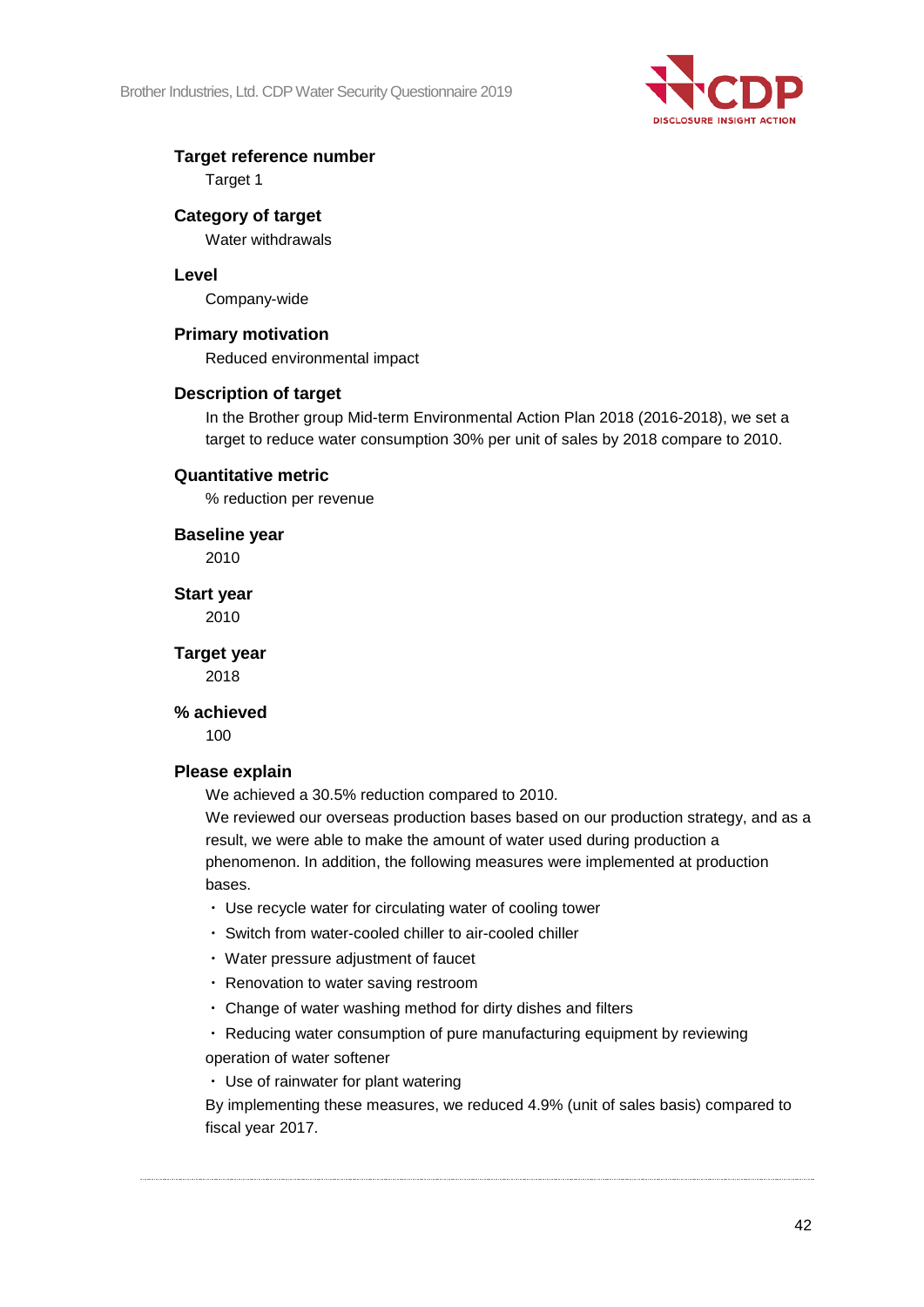**Target reference number**

Target 1

**Category of target**

Water withdrawals

**Level**

Company-wide

**Primary motivation**

Reduced environmental impact

**Description of target**

In the Brother group Mid-term Environmental Action Plan 2018 (2016-2018), we set a target to reduce water consumption 30% per unit of sales by 2018 compare to 2010.

**Quantitative metric**

% reduction per revenue

**Baseline year**

2010

**Start year**

2010

**Target year**

2018

**% achieved**

100

**Please explain**

We achieved a 30.5% reduction compared to 2010.
We reviewed our overseas production bases based on our production strategy, and as a result, we were able to make the amount of water used during production a phenomenon. In addition, the following measures were implemented at production bases.

・ Use recycle water for circulating water of cooling tower
・ Switch from water-cooled chiller to air-cooled chiller
・ Water pressure adjustment of faucet
・ Renovation to water saving restroom
・ Change of water washing method for dirty dishes and filters
・ Reducing water consumption of pure manufacturing equipment by reviewing operation of water softener
・ Use of rainwater for plant watering

By implementing these measures, we reduced 4.9% (unit of sales basis) compared to fiscal year 2017.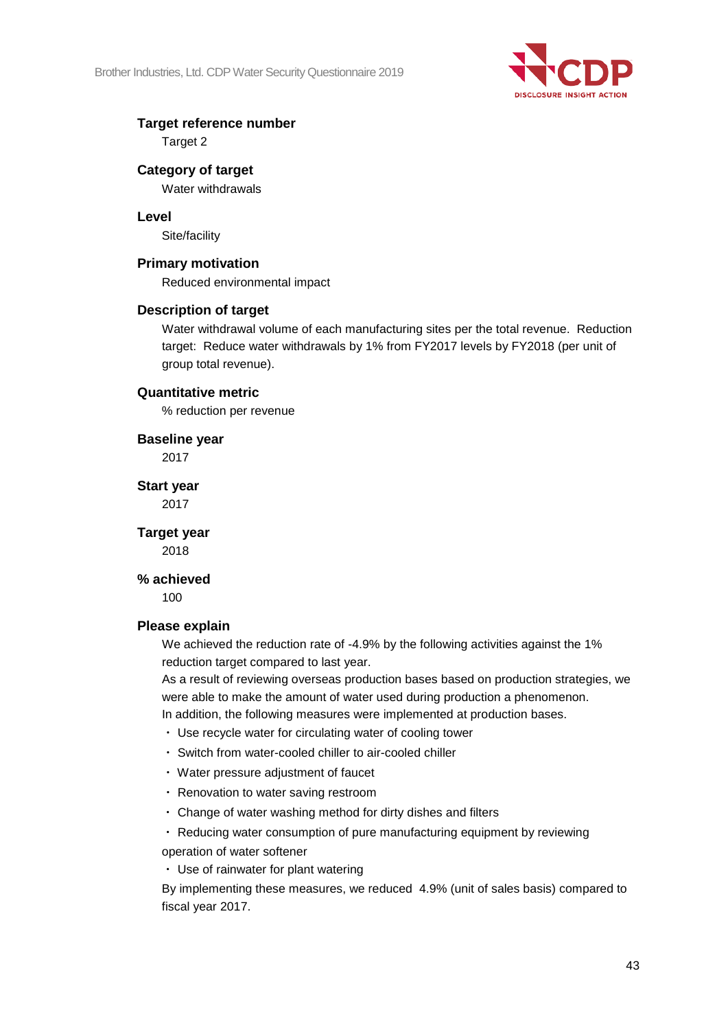**Target reference number**

Target 2

**Category of target**

Water withdrawals

**Level**

Site/facility

**Primary motivation**

Reduced environmental impact

**Description of target**

Water withdrawal volume of each manufacturing sites per the total revenue.  Reduction target:  Reduce water withdrawals by 1% from FY2017 levels by FY2018 (per unit of group total revenue).

**Quantitative metric**

% reduction per revenue

**Baseline year**

2017

**Start year**

2017

**Target year**

2018

**% achieved**

100

**Please explain**

We achieved the reduction rate of -4.9% by the following activities against the 1% reduction target compared to last year.
As a result of reviewing overseas production bases based on production strategies, we were able to make the amount of water used during production a phenomenon.
In addition, the following measures were implemented at production bases.

・ Use recycle water for circulating water of cooling tower
・ Switch from water-cooled chiller to air-cooled chiller
・ Water pressure adjustment of faucet
・ Renovation to water saving restroom
・ Change of water washing method for dirty dishes and filters
・ Reducing water consumption of pure manufacturing equipment by reviewing operation of water softener
・ Use of rainwater for plant watering

By implementing these measures, we reduced  4.9% (unit of sales basis) compared to fiscal year 2017.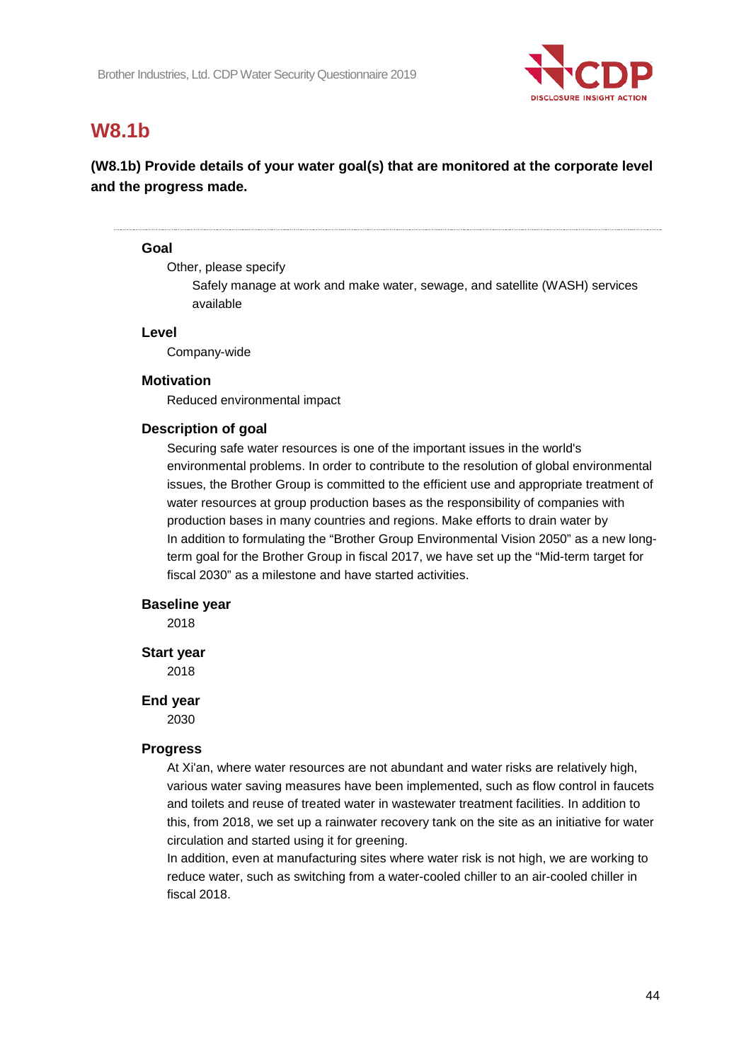## W8.1b

**(W8.1b) Provide details of your water goal(s) that are monitored at the corporate level and the progress made.**

---

**Goal**

Other, please specify

Safely manage at work and make water, sewage, and satellite (WASH) services available

**Level**

Company-wide

**Motivation**

Reduced environmental impact

**Description of goal**

Securing safe water resources is one of the important issues in the world's environmental problems. In order to contribute to the resolution of global environmental issues, the Brother Group is committed to the efficient use and appropriate treatment of water resources at group production bases as the responsibility of companies with production bases in many countries and regions. Make efforts to drain water by
In addition to formulating the "Brother Group Environmental Vision 2050" as a new long-term goal for the Brother Group in fiscal 2017, we have set up the "Mid-term target for fiscal 2030" as a milestone and have started activities.

**Baseline year**

2018

**Start year**

2018

**End year**

2030

**Progress**

At Xi'an, where water resources are not abundant and water risks are relatively high, various water saving measures have been implemented, such as flow control in faucets and toilets and reuse of treated water in wastewater treatment facilities. In addition to this, from 2018, we set up a rainwater recovery tank on the site as an initiative for water circulation and started using it for greening.
In addition, even at manufacturing sites where water risk is not high, we are working to reduce water, such as switching from a water-cooled chiller to an air-cooled chiller in fiscal 2018.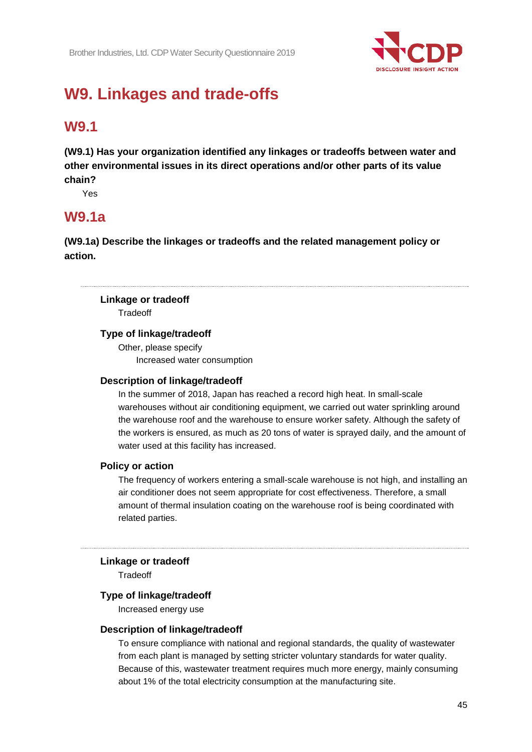# W9. Linkages and trade-offs

## W9.1

**(W9.1) Has your organization identified any linkages or tradeoffs between water and other environmental issues in its direct operations and/or other parts of its value chain?**

Yes

## W9.1a

**(W9.1a) Describe the linkages or tradeoffs and the related management policy or action.**

---

**Linkage or tradeoff**

Tradeoff

**Type of linkage/tradeoff**

Other, please specify

Increased water consumption

**Description of linkage/tradeoff**

In the summer of 2018, Japan has reached a record high heat. In small-scale warehouses without air conditioning equipment, we carried out water sprinkling around the warehouse roof and the warehouse to ensure worker safety. Although the safety of the workers is ensured, as much as 20 tons of water is sprayed daily, and the amount of water used at this facility has increased.

**Policy or action**

The frequency of workers entering a small-scale warehouse is not high, and installing an air conditioner does not seem appropriate for cost effectiveness. Therefore, a small amount of thermal insulation coating on the warehouse roof is being coordinated with related parties.

---

**Linkage or tradeoff**

Tradeoff

**Type of linkage/tradeoff**

Increased energy use

**Description of linkage/tradeoff**

To ensure compliance with national and regional standards, the quality of wastewater from each plant is managed by setting stricter voluntary standards for water quality. Because of this, wastewater treatment requires much more energy, mainly consuming about 1% of the total electricity consumption at the manufacturing site.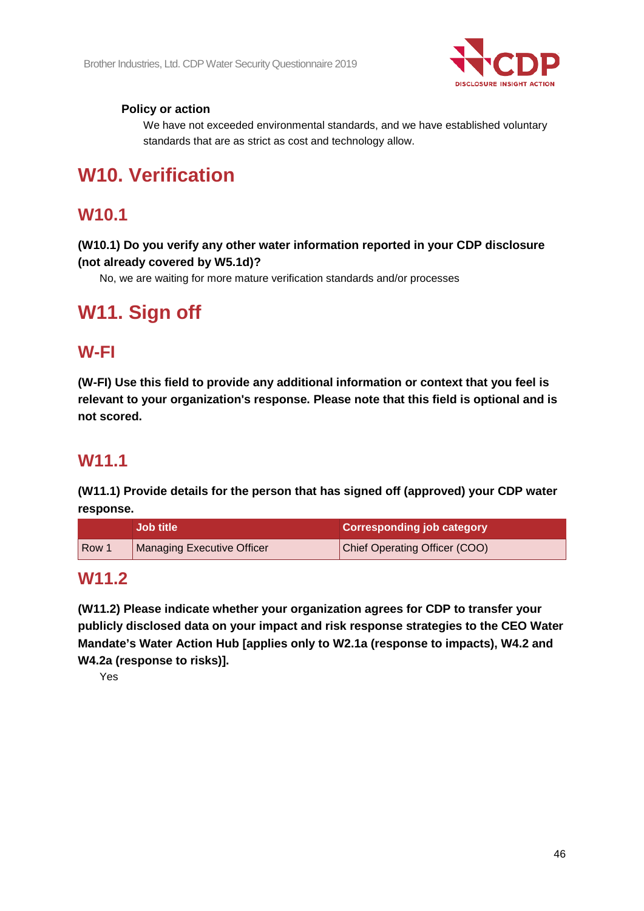**Policy or action**

We have not exceeded environmental standards, and we have established voluntary standards that are as strict as cost and technology allow.

# W10. Verification

## W10.1

**(W10.1) Do you verify any other water information reported in your CDP disclosure (not already covered by W5.1d)?**

No, we are waiting for more mature verification standards and/or processes

# W11. Sign off

## W-FI

**(W-FI) Use this field to provide any additional information or context that you feel is relevant to your organization's response. Please note that this field is optional and is not scored.**

## W11.1

**(W11.1) Provide details for the person that has signed off (approved) your CDP water response.**

| | Job title | Corresponding job category |
|---|---|---|
| Row 1 | Managing Executive Officer | Chief Operating Officer (COO) |

## W11.2

**(W11.2) Please indicate whether your organization agrees for CDP to transfer your publicly disclosed data on your impact and risk response strategies to the CEO Water Mandate's Water Action Hub [applies only to W2.1a (response to impacts), W4.2 and W4.2a (response to risks)].**

Yes